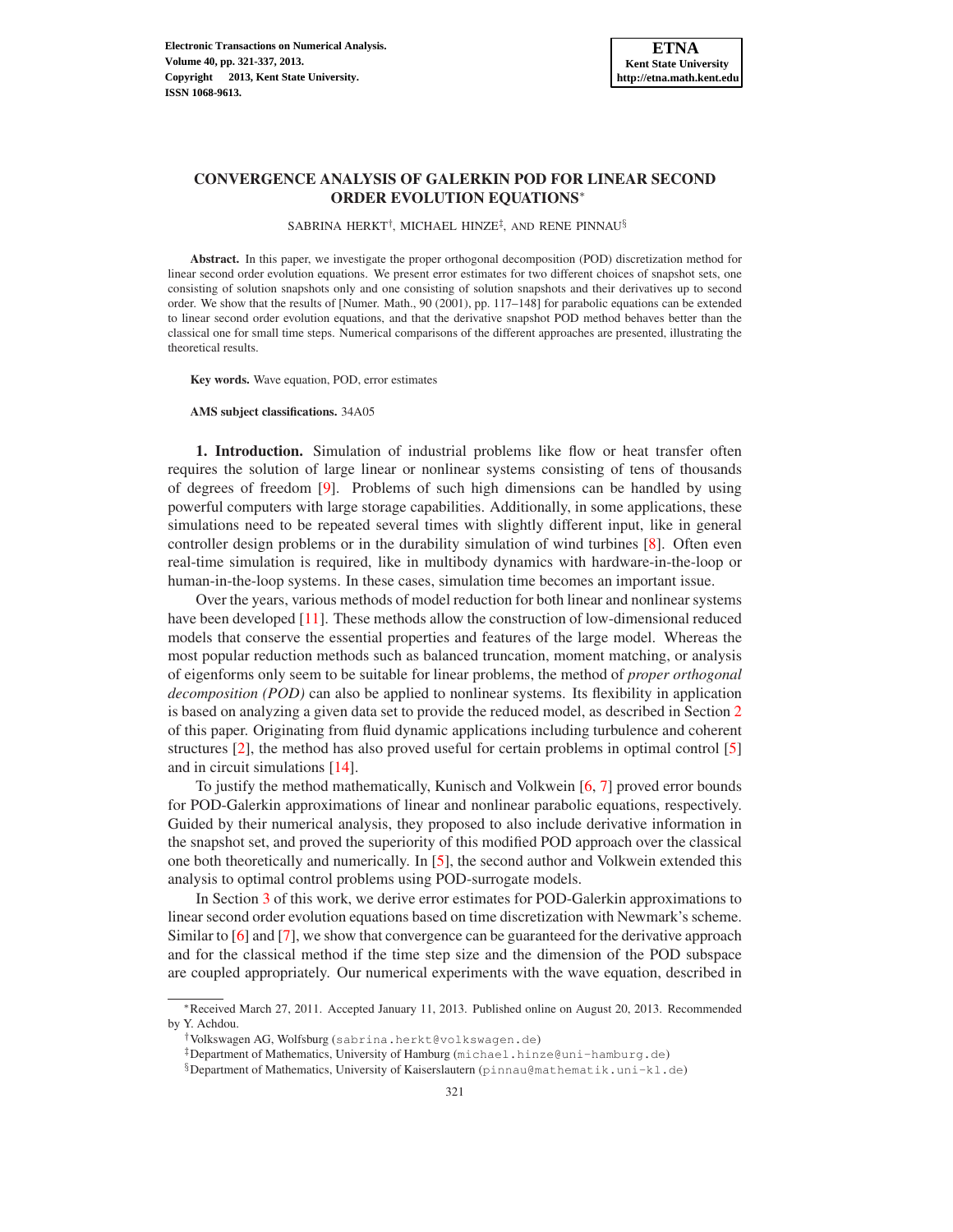# CONVERGENCE ANALYSIS OF GALERKIN POD FOR LINEAR SECOND ORDER EVOLUTION EQUATIONS*

SABRINA HERKT†, MICHAEL HINZE‡, AND RENE PINNAU§

**Abstract.** In this paper, we investigate the proper orthogonal decomposition (POD) discretization method for linear second order evolution equations. We present error estimates for two different choices of snapshot sets, one consisting of solution snapshots only and one consisting of solution snapshots and their derivatives up to second order. We show that the results of [Numer. Math., 90 (2001), pp. 117–148] for parabolic equations can be extended to linear second order evolution equations, and that the derivative snapshot POD method behaves better than the classical one for small time steps. Numerical comparisons of the different approaches are presented, illustrating the theoretical results.

**Key words.** Wave equation, POD, error estimates

**AMS subject classifications.** 34A05

## 1. Introduction.

Simulation of industrial problems like flow or heat transfer often requires the solution of large linear or nonlinear systems consisting of tens of thousands of degrees of freedom [9]. Problems of such high dimensions can be handled by using powerful computers with large storage capabilities. Additionally, in some applications, these simulations need to be repeated several times with slightly different input, like in general controller design problems or in the durability simulation of wind turbines [8]. Often even real-time simulation is required, like in multibody dynamics with hardware-in-the-loop or human-in-the-loop systems. In these cases, simulation time becomes an important issue.

Over the years, various methods of model reduction for both linear and nonlinear systems have been developed [11]. These methods allow the construction of low-dimensional reduced models that conserve the essential properties and features of the large model. Whereas the most popular reduction methods such as balanced truncation, moment matching, or analysis of eigenforms only seem to be suitable for linear problems, the method of *proper orthogonal decomposition (POD)* can also be applied to nonlinear systems. Its flexibility in application is based on analyzing a given data set to provide the reduced model, as described in Section 2 of this paper. Originating from fluid dynamic applications including turbulence and coherent structures [2], the method has also proved useful for certain problems in optimal control [5] and in circuit simulations [14].

To justify the method mathematically, Kunisch and Volkwein [6, 7] proved error bounds for POD-Galerkin approximations of linear and nonlinear parabolic equations, respectively. Guided by their numerical analysis, they proposed to also include derivative information in the snapshot set, and proved the superiority of this modified POD approach over the classical one both theoretically and numerically. In [5], the second author and Volkwein extended this analysis to optimal control problems using POD-surrogate models.

In Section 3 of this work, we derive error estimates for POD-Galerkin approximations to linear second order evolution equations based on time discretization with Newmark's scheme. Similar to [6] and [7], we show that convergence can be guaranteed for the derivative approach and for the classical method if the time step size and the dimension of the POD subspace are coupled appropriately. Our numerical experiments with the wave equation, described in

---

*Received March 27, 2011. Accepted January 11, 2013. Published online on August 20, 2013. Recommended by Y. Achdou.

†Volkswagen AG, Wolfsburg (sabrina.herkt@volkswagen.de)

‡Department of Mathematics, University of Hamburg (michael.hinze@uni-hamburg.de)

§Department of Mathematics, University of Kaiserslautern (pinnau@mathematik.uni-kl.de)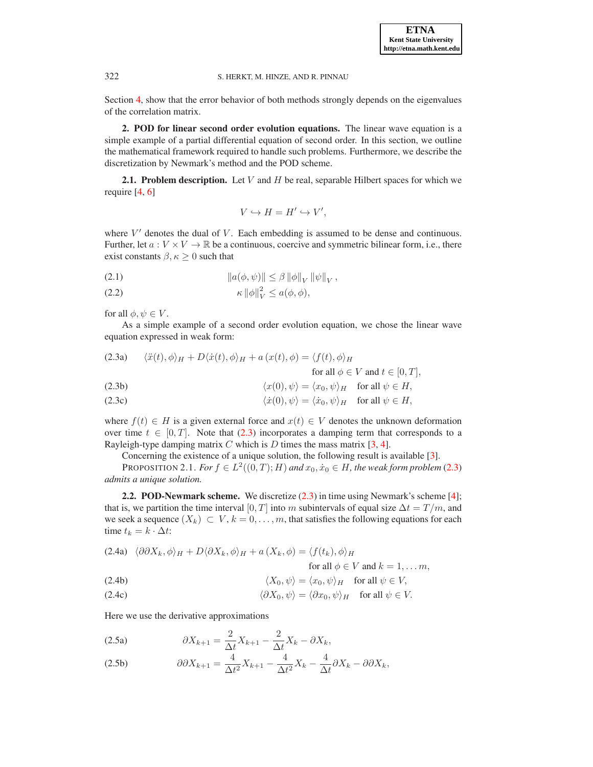Section 4, show that the error behavior of both methods strongly depends on the eigenvalues of the correlation matrix.

## 2. POD for linear second order evolution equations.

The linear wave equation is a simple example of a partial differential equation of second order. In this section, we outline the mathematical framework required to handle such problems. Furthermore, we describe the discretization by Newmark's method and the POD scheme.

### 2.1. Problem description.

Let $V$ and $H$ be real, separable Hilbert spaces for which we require [4, 6]

$$V \hookrightarrow H = H' \hookrightarrow V',$$

where $V'$ denotes the dual of $V$. Each embedding is assumed to be dense and continuous. Further, let $a : V \times V \to \mathbb{R}$ be a continuous, coercive and symmetric bilinear form, i.e., there exist constants $\beta, \kappa \geq 0$ such that

$$\|a(\phi, \psi)\| \leq \beta \|\phi\|_V \|\psi\|_V, \tag{2.1}$$

$$\kappa \|\phi\|_V^2 \leq a(\phi, \phi), \tag{2.2}$$

for all $\phi, \psi \in V$.

As a simple example of a second order evolution equation, we chose the linear wave equation expressed in weak form:

$$\langle \ddot{x}(t), \phi \rangle_H + D\langle \dot{x}(t), \phi \rangle_H + a\left(x(t), \phi\right) = \langle f(t), \phi \rangle_H \quad \text{for all } \phi \in V \text{ and } t \in [0, T], \tag{2.3a}$$

$$\langle x(0), \psi \rangle = \langle x_0, \psi \rangle_H \quad \text{for all } \psi \in H, \tag{2.3b}$$

$$\langle \dot{x}(0), \psi \rangle = \langle \dot{x}_0, \psi \rangle_H \quad \text{for all } \psi \in H, \tag{2.3c}$$

where $f(t) \in H$ is a given external force and $x(t) \in V$ denotes the unknown deformation over time $t \in [0, T]$. Note that (2.3) incorporates a damping term that corresponds to a Rayleigh-type damping matrix $C$ which is $D$ times the mass matrix [3, 4].

Concerning the existence of a unique solution, the following result is available [3].

PROPOSITION 2.1. *For $f \in L^2((0, T); H)$ and $x_0, \dot{x}_0 \in H$, the weak form problem (2.3) admits a unique solution.*

### 2.2. POD-Newmark scheme.

We discretize (2.3) in time using Newmark's scheme [4]; that is, we partition the time interval $[0, T]$ into $m$ subintervals of equal size $\Delta t = T/m$, and we seek a sequence $(X_k) \subset V$, $k = 0, \ldots, m$, that satisfies the following equations for each time $t_k = k \cdot \Delta t$:

$$\langle \partial\partial X_k, \phi \rangle_H + D\langle \partial X_k, \phi \rangle_H + a\left(X_k, \phi\right) = \langle f(t_k), \phi \rangle_H \quad \text{for all } \phi \in V \text{ and } k = 1, \ldots m, \tag{2.4a}$$

$$\langle X_0, \psi \rangle = \langle x_0, \psi \rangle_H \quad \text{for all } \psi \in V, \tag{2.4b}$$

$$\langle \partial X_0, \psi \rangle = \langle \partial x_0, \psi \rangle_H \quad \text{for all } \psi \in V. \tag{2.4c}$$

Here we use the derivative approximations

$$\partial X_{k+1} = \frac{2}{\Delta t} X_{k+1} - \frac{2}{\Delta t} X_k - \partial X_k, \tag{2.5a}$$

$$\partial\partial X_{k+1} = \frac{4}{\Delta t^2} X_{k+1} - \frac{4}{\Delta t^2} X_k - \frac{4}{\Delta t} \partial X_k - \partial\partial X_k, \tag{2.5b}$$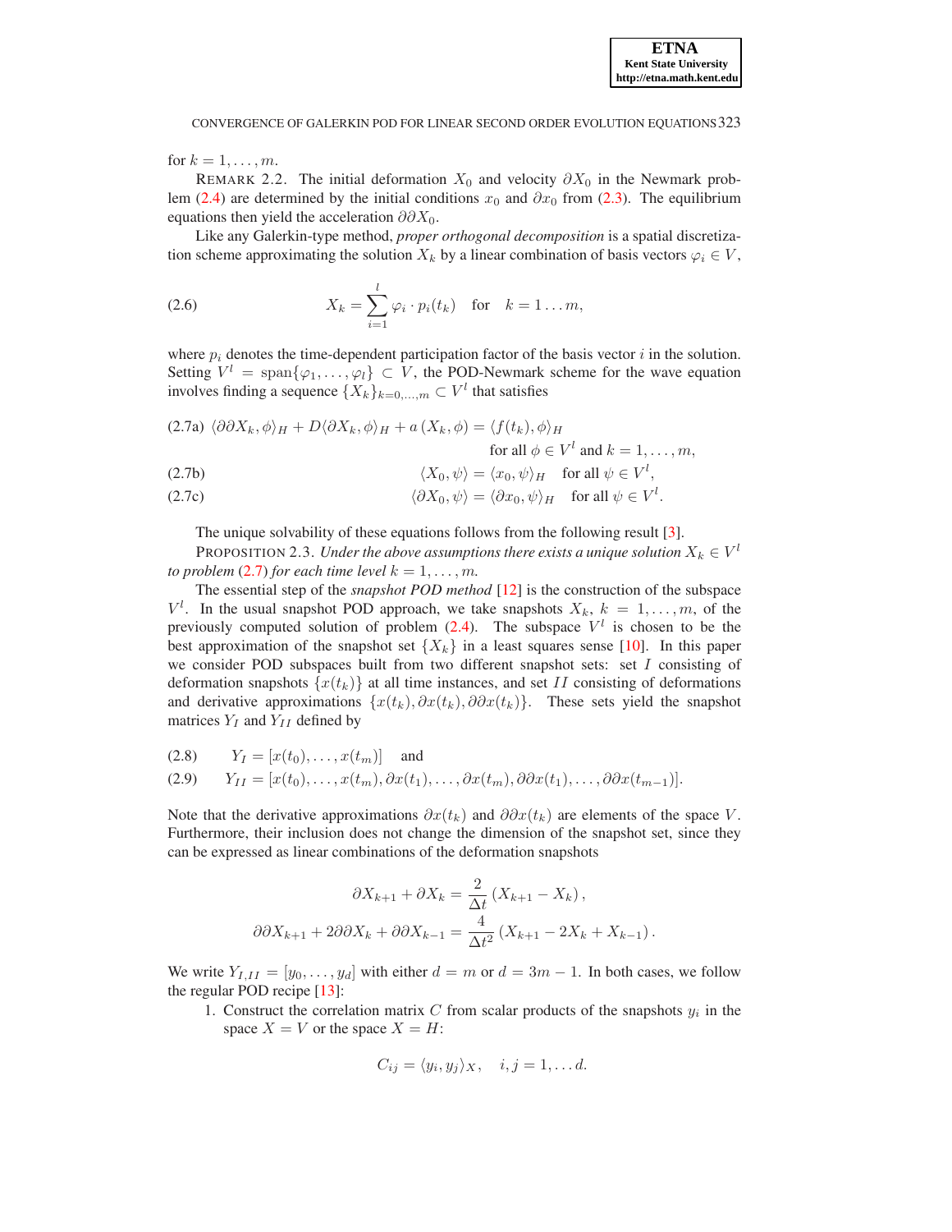for $k = 1, \ldots, m$.

REMARK 2.2. The initial deformation $X_0$ and velocity $\partial X_0$ in the Newmark problem (2.4) are determined by the initial conditions $x_0$ and $\partial x_0$ from (2.3). The equilibrium equations then yield the acceleration $\partial\partial X_0$.

Like any Galerkin-type method, *proper orthogonal decomposition* is a spatial discretization scheme approximating the solution $X_k$ by a linear combination of basis vectors $\varphi_i \in V$,

$$X_k = \sum_{i=1}^{l} \varphi_i \cdot p_i(t_k) \quad \text{for} \quad k = 1 \ldots m, \tag{2.6}$$

where $p_i$ denotes the time-dependent participation factor of the basis vector $i$ in the solution. Setting $V^l = \operatorname{span}\{\varphi_1, \ldots, \varphi_l\} \subset V$, the POD-Newmark scheme for the wave equation involves finding a sequence $\{X_k\}_{k=0,\ldots,m} \subset V^l$ that satisfies

$$\langle \partial\partial X_k, \phi \rangle_H + D \langle \partial X_k, \phi \rangle_H + a(X_k, \phi) = \langle f(t_k), \phi \rangle_H \quad \text{for all } \phi \in V^l \text{ and } k = 1, \ldots, m, \tag{2.7a}$$

$$\langle X_0, \psi \rangle = \langle x_0, \psi \rangle_H \quad \text{for all } \psi \in V^l, \tag{2.7b}$$

$$\langle \partial X_0, \psi \rangle = \langle \partial x_0, \psi \rangle_H \quad \text{for all } \psi \in V^l. \tag{2.7c}$$

The unique solvability of these equations follows from the following result [3].

PROPOSITION 2.3. *Under the above assumptions there exists a unique solution $X_k \in V^l$ to problem (2.7) for each time level $k = 1, \ldots, m$.*

The essential step of the *snapshot POD method* [12] is the construction of the subspace $V^l$. In the usual snapshot POD approach, we take snapshots $X_k$, $k = 1, \ldots, m$, of the previously computed solution of problem (2.4). The subspace $V^l$ is chosen to be the best approximation of the snapshot set $\{X_k\}$ in a least squares sense [10]. In this paper we consider POD subspaces built from two different snapshot sets: set $I$ consisting of deformation snapshots $\{x(t_k)\}$ at all time instances, and set $II$ consisting of deformations and derivative approximations $\{x(t_k), \partial x(t_k), \partial\partial x(t_k)\}$. These sets yield the snapshot matrices $Y_I$ and $Y_{II}$ defined by

$$Y_I = [x(t_0), \ldots, x(t_m)] \quad \text{and} \tag{2.8}$$

$$Y_{II} = [x(t_0), \ldots, x(t_m), \partial x(t_1), \ldots, \partial x(t_m), \partial\partial x(t_1), \ldots, \partial\partial x(t_{m-1})]. \tag{2.9}$$

Note that the derivative approximations $\partial x(t_k)$ and $\partial\partial x(t_k)$ are elements of the space $V$. Furthermore, their inclusion does not change the dimension of the snapshot set, since they can be expressed as linear combinations of the deformation snapshots

$$\partial X_{k+1} + \partial X_k = \frac{2}{\Delta t} (X_{k+1} - X_k),$$

$$\partial\partial X_{k+1} + 2\partial\partial X_k + \partial\partial X_{k-1} = \frac{4}{\Delta t^2} (X_{k+1} - 2X_k + X_{k-1}).$$

We write $Y_{I,II} = [y_0, \ldots, y_d]$ with either $d = m$ or $d = 3m - 1$. In both cases, we follow the regular POD recipe [13]:

1. Construct the correlation matrix $C$ from scalar products of the snapshots $y_i$ in the space $X = V$ or the space $X = H$:

$$C_{ij} = \langle y_i, y_j \rangle_X, \quad i, j = 1, \ldots d.$$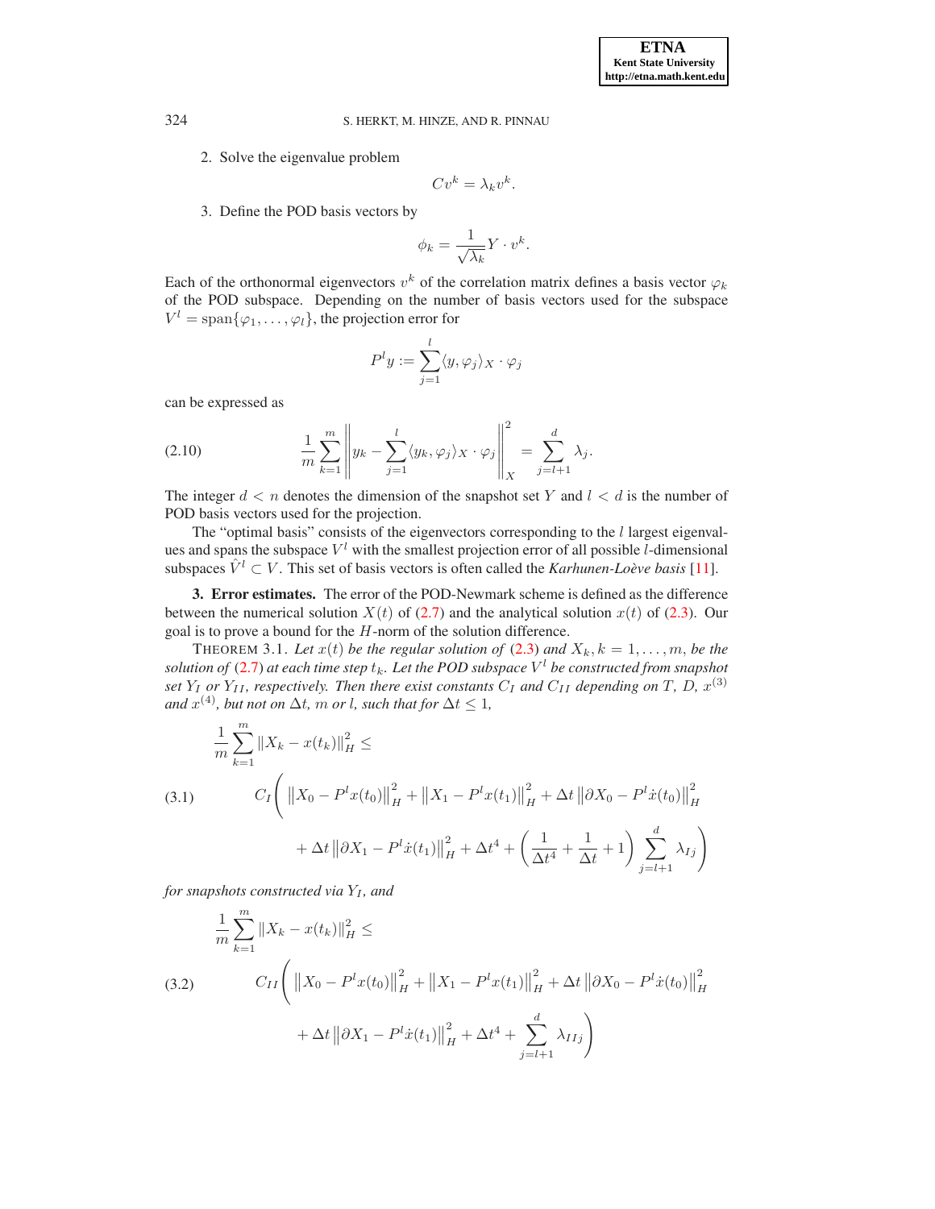2. Solve the eigenvalue problem

$$Cv^k = \lambda_k v^k.$$

3. Define the POD basis vectors by

$$\phi_k = \frac{1}{\sqrt{\lambda_k}} Y \cdot v^k.$$

Each of the orthonormal eigenvectors $v^k$ of the correlation matrix defines a basis vector $\varphi_k$ of the POD subspace. Depending on the number of basis vectors used for the subspace $V^l = \text{span}\{\varphi_1, \dots, \varphi_l\}$, the projection error for

$$P^l y := \sum_{j=1}^{l} \langle y, \varphi_j \rangle_X \cdot \varphi_j$$

can be expressed as

$$\frac{1}{m} \sum_{k=1}^{m} \left\| y_k - \sum_{j=1}^{l} \langle y_k, \varphi_j \rangle_X \cdot \varphi_j \right\|_X^2 = \sum_{j=l+1}^{d} \lambda_j. \tag{2.10}$$

The integer $d < n$ denotes the dimension of the snapshot set $Y$ and $l < d$ is the number of POD basis vectors used for the projection.

The "optimal basis" consists of the eigenvectors corresponding to the $l$ largest eigenvalues and spans the subspace $V^l$ with the smallest projection error of all possible $l$-dimensional subspaces $\hat{V}^l \subset V$. This set of basis vectors is often called the *Karhunen-Loève basis* [11].

**3. Error estimates.** The error of the POD-Newmark scheme is defined as the difference between the numerical solution $X(t)$ of (2.7) and the analytical solution $x(t)$ of (2.3). Our goal is to prove a bound for the $H$-norm of the solution difference.

THEOREM 3.1. *Let $x(t)$ be the regular solution of (2.3) and $X_k, k = 1, \dots, m$, be the solution of (2.7) at each time step $t_k$. Let the POD subspace $V^l$ be constructed from snapshot set $Y_I$ or $Y_{II}$, respectively. Then there exist constants $C_I$ and $C_{II}$ depending on $T$, $D$, $x^{(3)}$ and $x^{(4)}$, but not on $\Delta t$, $m$ or $l$, such that for $\Delta t \leq 1$,*

$$\begin{aligned} \frac{1}{m} \sum_{k=1}^{m} \|X_k - x(t_k)\|_H^2 \leq \\ C_I \Bigg( \left\|X_0 - P^l x(t_0)\right\|_H^2 + \left\|X_1 - P^l x(t_1)\right\|_H^2 + \Delta t \left\|\partial X_0 - P^l \dot{x}(t_0)\right\|_H^2 \\ + \Delta t \left\|\partial X_1 - P^l \dot{x}(t_1)\right\|_H^2 + \Delta t^4 + \left( \frac{1}{\Delta t^4} + \frac{1}{\Delta t} + 1 \right) \sum_{j=l+1}^{d} \lambda_{Ij} \Bigg) \end{aligned} \tag{3.1}$$

*for snapshots constructed via $Y_I$, and*

$$\begin{aligned} \frac{1}{m} \sum_{k=1}^{m} \|X_k - x(t_k)\|_H^2 \leq \\ C_{II} \Bigg( \left\|X_0 - P^l x(t_0)\right\|_H^2 + \left\|X_1 - P^l x(t_1)\right\|_H^2 + \Delta t \left\|\partial X_0 - P^l \dot{x}(t_0)\right\|_H^2 \\ + \Delta t \left\|\partial X_1 - P^l \dot{x}(t_1)\right\|_H^2 + \Delta t^4 + \sum_{j=l+1}^{d} \lambda_{IIj} \Bigg) \end{aligned} \tag{3.2}$$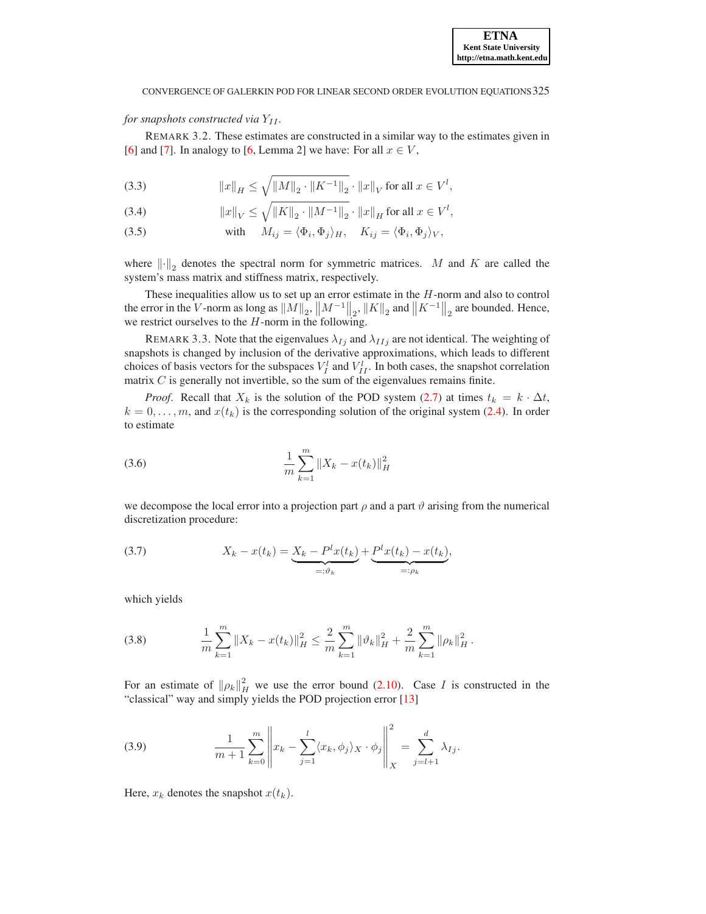*for snapshots constructed via $Y_{II}$.*

REMARK 3.2. These estimates are constructed in a similar way to the estimates given in [6] and [7]. In analogy to [6, Lemma 2] we have: For all $x \in V$,

$$\|x\|_H \leq \sqrt{\|M\|_2 \cdot \|K^{-1}\|_2} \cdot \|x\|_V \text{ for all } x \in V^l, \tag{3.3}$$

$$\|x\|_V \leq \sqrt{\|K\|_2 \cdot \|M^{-1}\|_2} \cdot \|x\|_H \text{ for all } x \in V^l, \tag{3.4}$$

$$\text{with} \quad M_{ij} = \langle \Phi_i, \Phi_j \rangle_H, \quad K_{ij} = \langle \Phi_i, \Phi_j \rangle_V, \tag{3.5}$$

where $\|\cdot\|_2$ denotes the spectral norm for symmetric matrices. $M$ and $K$ are called the system's mass matrix and stiffness matrix, respectively.

These inequalities allow us to set up an error estimate in the $H$-norm and also to control the error in the $V$-norm as long as $\|M\|_2$, $\|M^{-1}\|_2$, $\|K\|_2$ and $\|K^{-1}\|_2$ are bounded. Hence, we restrict ourselves to the $H$-norm in the following.

REMARK 3.3. Note that the eigenvalues $\lambda_{Ij}$ and $\lambda_{IIj}$ are not identical. The weighting of snapshots is changed by inclusion of the derivative approximations, which leads to different choices of basis vectors for the subspaces $V^l_I$ and $V^l_{II}$. In both cases, the snapshot correlation matrix $C$ is generally not invertible, so the sum of the eigenvalues remains finite.

*Proof.* Recall that $X_k$ is the solution of the POD system (2.7) at times $t_k = k \cdot \Delta t$, $k = 0, \ldots, m$, and $x(t_k)$ is the corresponding solution of the original system (2.4). In order to estimate

$$\frac{1}{m} \sum_{k=1}^{m} \|X_k - x(t_k)\|_H^2 \tag{3.6}$$

we decompose the local error into a projection part $\rho$ and a part $\vartheta$ arising from the numerical discretization procedure:

$$X_k - x(t_k) = \underbrace{X_k - P^l x(t_k)}_{=:\vartheta_k} + \underbrace{P^l x(t_k) - x(t_k)}_{=:\rho_k}, \tag{3.7}$$

which yields

$$\frac{1}{m} \sum_{k=1}^{m} \|X_k - x(t_k)\|_H^2 \leq \frac{2}{m} \sum_{k=1}^{m} \|\vartheta_k\|_H^2 + \frac{2}{m} \sum_{k=1}^{m} \|\rho_k\|_H^2 . \tag{3.8}$$

For an estimate of $\|\rho_k\|_H^2$ we use the error bound (2.10). Case $I$ is constructed in the "classical" way and simply yields the POD projection error [13]

$$\frac{1}{m+1} \sum_{k=0}^{m} \left\| x_k - \sum_{j=1}^{l} \langle x_k, \phi_j \rangle_X \cdot \phi_j \right\|_X^2 = \sum_{j=l+1}^{d} \lambda_{Ij}. \tag{3.9}$$

Here, $x_k$ denotes the snapshot $x(t_k)$.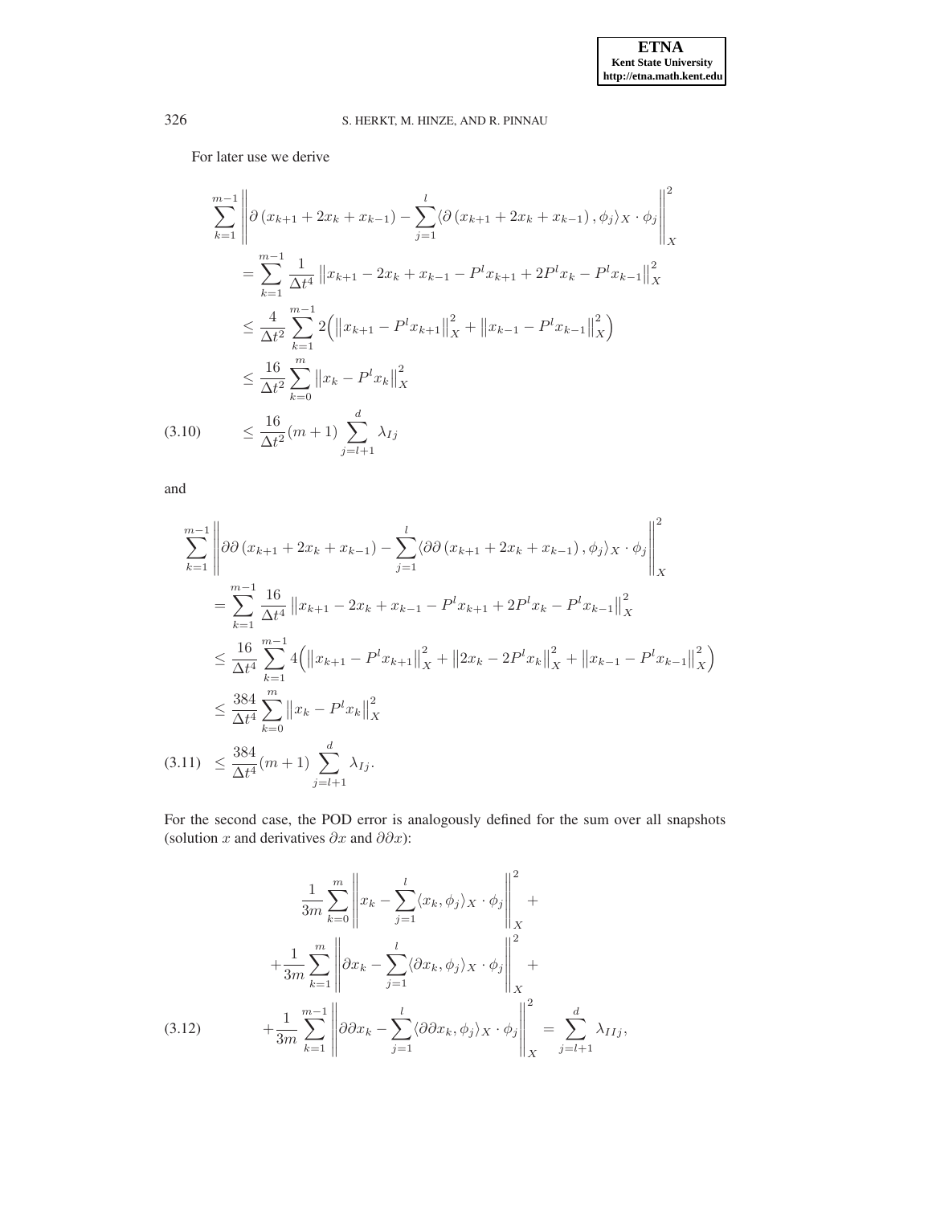For later use we derive

$$
\begin{aligned}
&\sum_{k=1}^{m-1} \left\| \partial \left(x_{k+1} + 2x_k + x_{k-1}\right) - \sum_{j=1}^{l} \langle \partial \left(x_{k+1} + 2x_k + x_{k-1}\right), \phi_j \rangle_X \cdot \phi_j \right\|_X^2 \\
&\quad = \sum_{k=1}^{m-1} \frac{1}{\Delta t^4} \left\| x_{k+1} - 2x_k + x_{k-1} - P^l x_{k+1} + 2P^l x_k - P^l x_{k-1} \right\|_X^2 \\
&\quad \leq \frac{4}{\Delta t^2} \sum_{k=1}^{m-1} 2 \Big( \left\| x_{k+1} - P^l x_{k+1} \right\|_X^2 + \left\| x_{k-1} - P^l x_{k-1} \right\|_X^2 \Big) \\
&\quad \leq \frac{16}{\Delta t^2} \sum_{k=0}^{m} \left\| x_k - P^l x_k \right\|_X^2 \\
&\quad \leq \frac{16}{\Delta t^2} (m+1) \sum_{j=l+1}^{d} \lambda_{Ij}
\end{aligned} \tag{3.10}
$$

and

$$
\begin{aligned}
&\sum_{k=1}^{m-1} \left\| \partial\partial \left(x_{k+1} + 2x_k + x_{k-1}\right) - \sum_{j=1}^{l} \langle \partial\partial \left(x_{k+1} + 2x_k + x_{k-1}\right), \phi_j \rangle_X \cdot \phi_j \right\|_X^2 \\
&\quad = \sum_{k=1}^{m-1} \frac{16}{\Delta t^4} \left\| x_{k+1} - 2x_k + x_{k-1} - P^l x_{k+1} + 2P^l x_k - P^l x_{k-1} \right\|_X^2 \\
&\quad \leq \frac{16}{\Delta t^4} \sum_{k=1}^{m-1} 4 \Big( \left\| x_{k+1} - P^l x_{k+1} \right\|_X^2 + \left\| 2x_k - 2P^l x_k \right\|_X^2 + \left\| x_{k-1} - P^l x_{k-1} \right\|_X^2 \Big) \\
&\quad \leq \frac{384}{\Delta t^4} \sum_{k=0}^{m} \left\| x_k - P^l x_k \right\|_X^2 \\
&\quad \leq \frac{384}{\Delta t^4} (m+1) \sum_{j=l+1}^{d} \lambda_{Ij}.
\end{aligned} \tag{3.11}
$$

For the second case, the POD error is analogously defined for the sum over all snapshots (solution $x$ and derivatives $\partial x$ and $\partial\partial x$):

$$
\begin{aligned}
&\frac{1}{3m} \sum_{k=0}^{m} \left\| x_k - \sum_{j=1}^{l} \langle x_k, \phi_j \rangle_X \cdot \phi_j \right\|_X^2 + \\
&+ \frac{1}{3m} \sum_{k=1}^{m} \left\| \partial x_k - \sum_{j=1}^{l} \langle \partial x_k, \phi_j \rangle_X \cdot \phi_j \right\|_X^2 + \\
&+ \frac{1}{3m} \sum_{k=1}^{m-1} \left\| \partial\partial x_k - \sum_{j=1}^{l} \langle \partial\partial x_k, \phi_j \rangle_X \cdot \phi_j \right\|_X^2 = \sum_{j=l+1}^{d} \lambda_{IIj},
\end{aligned} \tag{3.12}
$$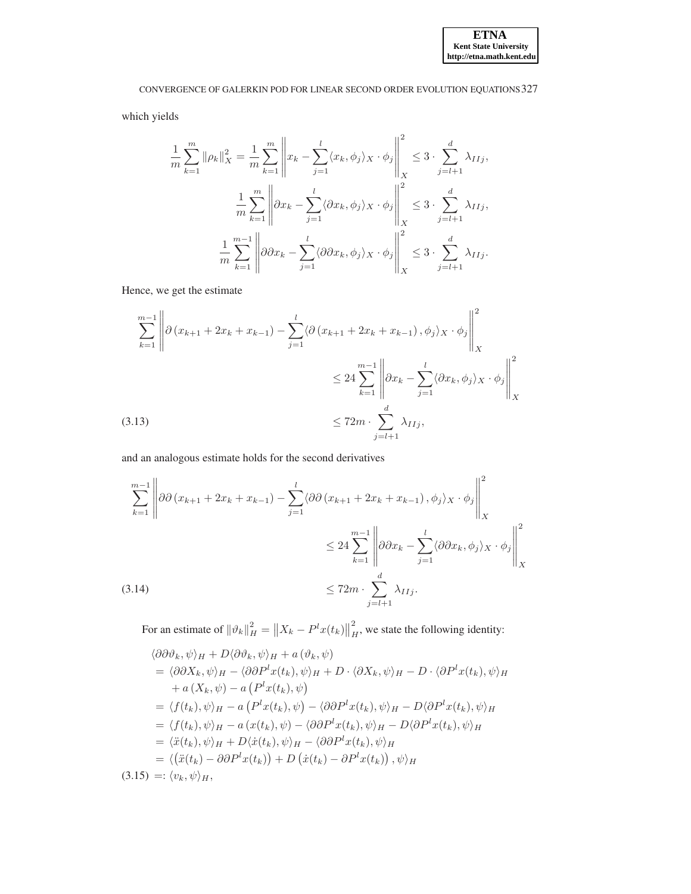which yields

$$\frac{1}{m}\sum_{k=1}^{m}\|\rho_k\|_X^2 = \frac{1}{m}\sum_{k=1}^{m}\left\| x_k - \sum_{j=1}^{l}\langle x_k,\phi_j\rangle_X \cdot \phi_j\right\|_X^2 \leq 3\cdot \sum_{j=l+1}^{d}\lambda_{IIj},$$

$$\frac{1}{m}\sum_{k=1}^{m}\left\| \partial x_k - \sum_{j=1}^{l}\langle \partial x_k,\phi_j\rangle_X \cdot \phi_j\right\|_X^2 \leq 3\cdot \sum_{j=l+1}^{d}\lambda_{IIj},$$

$$\frac{1}{m}\sum_{k=1}^{m-1}\left\| \partial\partial x_k - \sum_{j=1}^{l}\langle \partial\partial x_k,\phi_j\rangle_X \cdot \phi_j\right\|_X^2 \leq 3\cdot \sum_{j=l+1}^{d}\lambda_{IIj}.$$

Hence, we get the estimate

$$\begin{aligned}
\sum_{k=1}^{m-1}\left\| \partial\left(x_{k+1}+2x_k+x_{k-1}\right) - \sum_{j=1}^{l}\langle \partial\left(x_{k+1}+2x_k+x_{k-1}\right),\phi_j\rangle_X \cdot \phi_j\right\|_X^2 \\
\leq 24\sum_{k=1}^{m-1}\left\| \partial x_k - \sum_{j=1}^{l}\langle \partial x_k,\phi_j\rangle_X \cdot \phi_j\right\|_X^2 \\
\leq 72m\cdot \sum_{j=l+1}^{d}\lambda_{IIj},
\end{aligned} \tag{3.13}$$

and an analogous estimate holds for the second derivatives

$$\begin{aligned}
\sum_{k=1}^{m-1}\left\| \partial\partial\left(x_{k+1}+2x_k+x_{k-1}\right) - \sum_{j=1}^{l}\langle \partial\partial\left(x_{k+1}+2x_k+x_{k-1}\right),\phi_j\rangle_X \cdot \phi_j\right\|_X^2 \\
\leq 24\sum_{k=1}^{m-1}\left\| \partial\partial x_k - \sum_{j=1}^{l}\langle \partial\partial x_k,\phi_j\rangle_X \cdot \phi_j\right\|_X^2 \\
\leq 72m\cdot \sum_{j=l+1}^{d}\lambda_{IIj}.
\end{aligned} \tag{3.14}$$

For an estimate of $\|\vartheta_k\|_H^2 = \left\|X_k - P^l x(t_k)\right\|_H^2$, we state the following identity:

$$\begin{aligned}
&\langle \partial\partial\vartheta_k,\psi\rangle_H + D\langle\partial\vartheta_k,\psi\rangle_H + a\left(\vartheta_k,\psi\right) \\
&= \langle \partial\partial X_k,\psi\rangle_H - \langle\partial\partial P^l x(t_k),\psi\rangle_H + D\cdot\langle\partial X_k,\psi\rangle_H - D\cdot\langle\partial P^l x(t_k),\psi\rangle_H \\
&\quad + a\left(X_k,\psi\right) - a\left(P^l x(t_k),\psi\right) \\
&= \langle f(t_k),\psi\rangle_H - a\left(P^l x(t_k),\psi\right) - \langle\partial\partial P^l x(t_k),\psi\rangle_H - D\langle\partial P^l x(t_k),\psi\rangle_H \\
&= \langle f(t_k),\psi\rangle_H - a\left(x(t_k),\psi\right) - \langle\partial\partial P^l x(t_k),\psi\rangle_H - D\langle\partial P^l x(t_k),\psi\rangle_H \\
&= \langle \ddot{x}(t_k),\psi\rangle_H + D\langle\dot{x}(t_k),\psi\rangle_H - \langle\partial\partial P^l x(t_k),\psi\rangle_H \\
&= \langle\left(\ddot{x}(t_k) - \partial\partial P^l x(t_k)\right) + D\left(\dot{x}(t_k) - \partial P^l x(t_k)\right),\psi\rangle_H \\
&=: \langle v_k,\psi\rangle_H,
\end{aligned} \tag{3.15}$$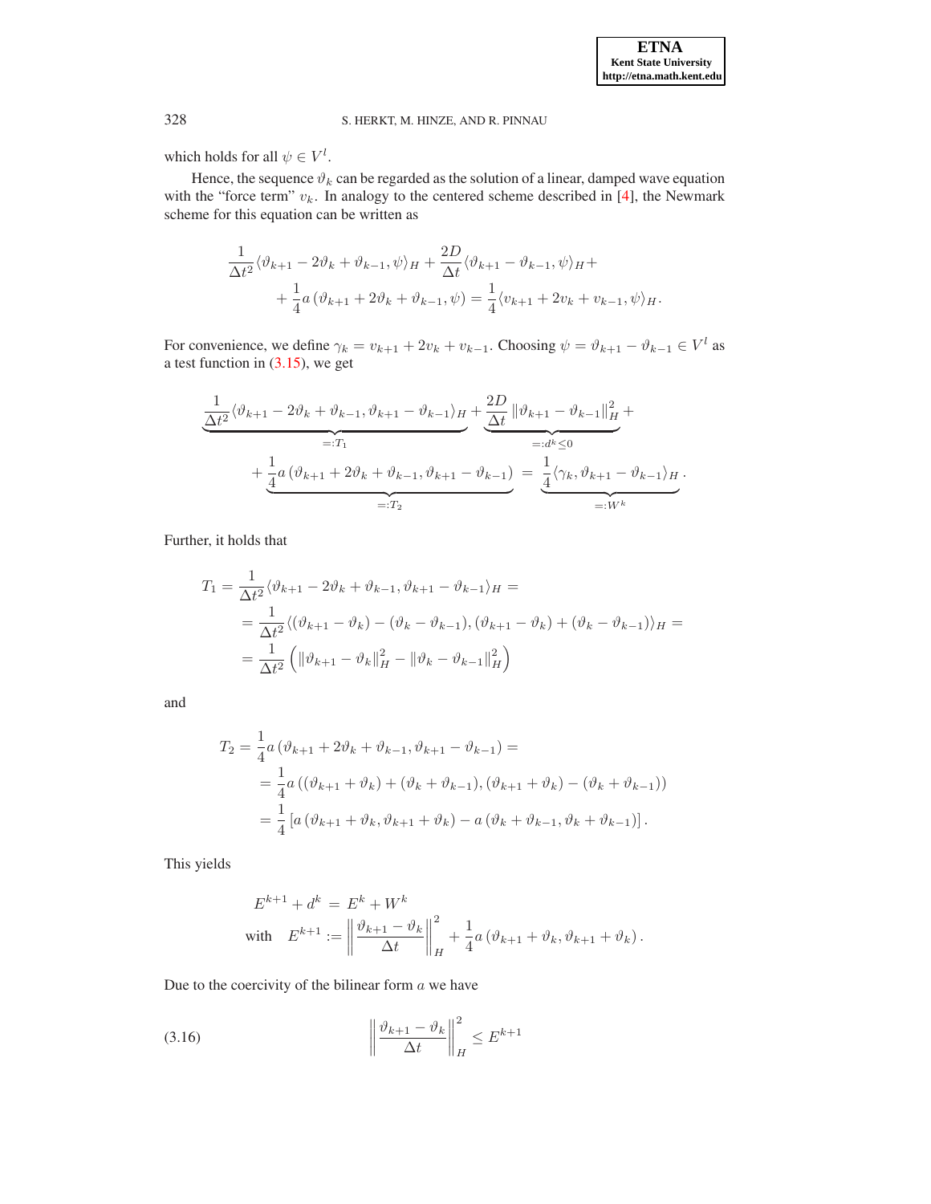which holds for all $\psi \in V^l$.

Hence, the sequence $\vartheta_k$ can be regarded as the solution of a linear, damped wave equation with the "force term" $v_k$. In analogy to the centered scheme described in [4], the Newmark scheme for this equation can be written as

$$
\begin{aligned}
&\frac{1}{\Delta t^2}\langle \vartheta_{k+1} - 2\vartheta_k + \vartheta_{k-1}, \psi\rangle_H + \frac{2D}{\Delta t}\langle \vartheta_{k+1} - \vartheta_{k-1}, \psi\rangle_H + \\
&\qquad + \frac{1}{4} a\left(\vartheta_{k+1} + 2\vartheta_k + \vartheta_{k-1}, \psi\right) = \frac{1}{4}\langle v_{k+1} + 2v_k + v_{k-1}, \psi\rangle_H .
\end{aligned}
$$

For convenience, we define $\gamma_k = v_{k+1} + 2v_k + v_{k-1}$. Choosing $\psi = \vartheta_{k+1} - \vartheta_{k-1} \in V^l$ as a test function in (3.15), we get

$$
\begin{aligned}
&\underbrace{\frac{1}{\Delta t^2}\langle \vartheta_{k+1} - 2\vartheta_k + \vartheta_{k-1}, \vartheta_{k+1} - \vartheta_{k-1}\rangle_H}_{=:T_1} + \underbrace{\frac{2D}{\Delta t}\left\|\vartheta_{k+1} - \vartheta_{k-1}\right\|_H^2}_{=:d^k \leq 0} + \\
&\qquad + \underbrace{\frac{1}{4} a\left(\vartheta_{k+1} + 2\vartheta_k + \vartheta_{k-1}, \vartheta_{k+1} - \vartheta_{k-1}\right)}_{=:T_2} = \underbrace{\frac{1}{4}\langle \gamma_k, \vartheta_{k+1} - \vartheta_{k-1}\rangle_H}_{=:W^k} .
\end{aligned}
$$

Further, it holds that

$$
\begin{aligned}
T_1 &= \frac{1}{\Delta t^2}\langle \vartheta_{k+1} - 2\vartheta_k + \vartheta_{k-1}, \vartheta_{k+1} - \vartheta_{k-1}\rangle_H = \\
&= \frac{1}{\Delta t^2}\langle (\vartheta_{k+1} - \vartheta_k) - (\vartheta_k - \vartheta_{k-1}), (\vartheta_{k+1} - \vartheta_k) + (\vartheta_k - \vartheta_{k-1})\rangle_H = \\
&= \frac{1}{\Delta t^2}\left(\left\|\vartheta_{k+1} - \vartheta_k\right\|_H^2 - \left\|\vartheta_k - \vartheta_{k-1}\right\|_H^2\right)
\end{aligned}
$$

and

$$
\begin{aligned}
T_2 &= \frac{1}{4} a\left(\vartheta_{k+1} + 2\vartheta_k + \vartheta_{k-1}, \vartheta_{k+1} - \vartheta_{k-1}\right) = \\
&= \frac{1}{4} a\left((\vartheta_{k+1} + \vartheta_k) + (\vartheta_k + \vartheta_{k-1}), (\vartheta_{k+1} + \vartheta_k) - (\vartheta_k + \vartheta_{k-1})\right) \\
&= \frac{1}{4}\left[a\left(\vartheta_{k+1} + \vartheta_k, \vartheta_{k+1} + \vartheta_k\right) - a\left(\vartheta_k + \vartheta_{k-1}, \vartheta_k + \vartheta_{k-1}\right)\right].
\end{aligned}
$$

This yields

$$
\begin{aligned}
E^{k+1} + d^k &= E^k + W^k \\
\text{with} \quad E^{k+1} &:= \left\|\frac{\vartheta_{k+1} - \vartheta_k}{\Delta t}\right\|_H^2 + \frac{1}{4} a\left(\vartheta_{k+1} + \vartheta_k, \vartheta_{k+1} + \vartheta_k\right).
\end{aligned}
$$

Due to the coercivity of the bilinear form $a$ we have

$$
\left\|\frac{\vartheta_{k+1} - \vartheta_k}{\Delta t}\right\|_H^2 \leq E^{k+1} \tag{3.16}
$$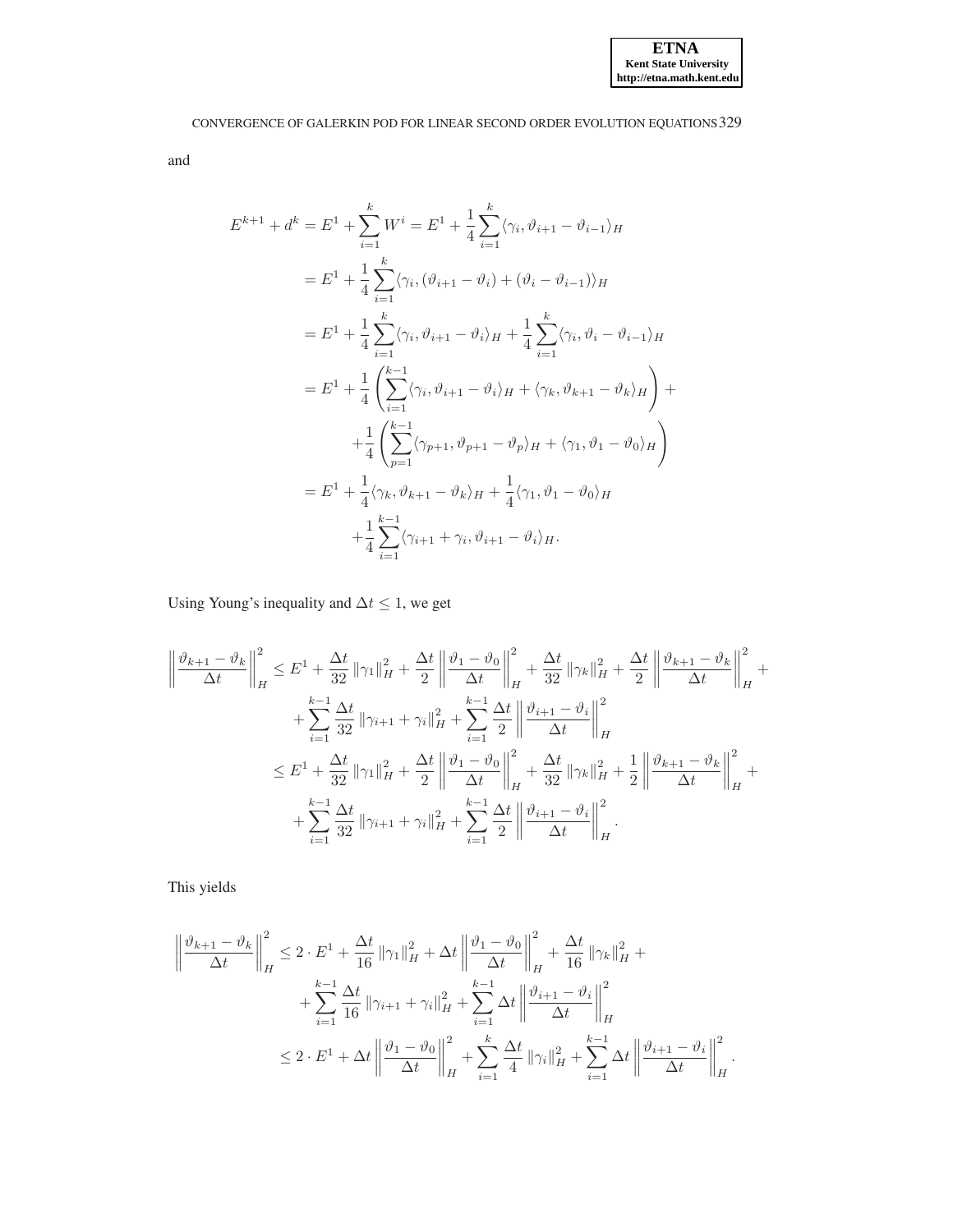and

$$
\begin{aligned}
E^{k+1} + d^k &= E^1 + \sum_{i=1}^{k} W^i = E^1 + \frac{1}{4} \sum_{i=1}^{k} \langle \gamma_i, \vartheta_{i+1} - \vartheta_{i-1} \rangle_H \\
&= E^1 + \frac{1}{4} \sum_{i=1}^{k} \langle \gamma_i, (\vartheta_{i+1} - \vartheta_i) + (\vartheta_i - \vartheta_{i-1}) \rangle_H \\
&= E^1 + \frac{1}{4} \sum_{i=1}^{k} \langle \gamma_i, \vartheta_{i+1} - \vartheta_i \rangle_H + \frac{1}{4} \sum_{i=1}^{k} \langle \gamma_i, \vartheta_i - \vartheta_{i-1} \rangle_H \\
&= E^1 + \frac{1}{4} \left( \sum_{i=1}^{k-1} \langle \gamma_i, \vartheta_{i+1} - \vartheta_i \rangle_H + \langle \gamma_k, \vartheta_{k+1} - \vartheta_k \rangle_H \right) + \\
&\quad + \frac{1}{4} \left( \sum_{p=1}^{k-1} \langle \gamma_{p+1}, \vartheta_{p+1} - \vartheta_p \rangle_H + \langle \gamma_1, \vartheta_1 - \vartheta_0 \rangle_H \right) \\
&= E^1 + \frac{1}{4} \langle \gamma_k, \vartheta_{k+1} - \vartheta_k \rangle_H + \frac{1}{4} \langle \gamma_1, \vartheta_1 - \vartheta_0 \rangle_H \\
&\quad + \frac{1}{4} \sum_{i=1}^{k-1} \langle \gamma_{i+1} + \gamma_i, \vartheta_{i+1} - \vartheta_i \rangle_H .
\end{aligned}
$$

Using Young's inequality and $\Delta t \leq 1$, we get

$$
\begin{aligned}
\left\| \frac{\vartheta_{k+1} - \vartheta_k}{\Delta t} \right\|_H^2 &\leq E^1 + \frac{\Delta t}{32} \left\| \gamma_1 \right\|_H^2 + \frac{\Delta t}{2} \left\| \frac{\vartheta_1 - \vartheta_0}{\Delta t} \right\|_H^2 + \frac{\Delta t}{32} \left\| \gamma_k \right\|_H^2 + \frac{\Delta t}{2} \left\| \frac{\vartheta_{k+1} - \vartheta_k}{\Delta t} \right\|_H^2 + \\
&\quad + \sum_{i=1}^{k-1} \frac{\Delta t}{32} \left\| \gamma_{i+1} + \gamma_i \right\|_H^2 + \sum_{i=1}^{k-1} \frac{\Delta t}{2} \left\| \frac{\vartheta_{i+1} - \vartheta_i}{\Delta t} \right\|_H^2 \\
&\leq E^1 + \frac{\Delta t}{32} \left\| \gamma_1 \right\|_H^2 + \frac{\Delta t}{2} \left\| \frac{\vartheta_1 - \vartheta_0}{\Delta t} \right\|_H^2 + \frac{\Delta t}{32} \left\| \gamma_k \right\|_H^2 + \frac{1}{2} \left\| \frac{\vartheta_{k+1} - \vartheta_k}{\Delta t} \right\|_H^2 + \\
&\quad + \sum_{i=1}^{k-1} \frac{\Delta t}{32} \left\| \gamma_{i+1} + \gamma_i \right\|_H^2 + \sum_{i=1}^{k-1} \frac{\Delta t}{2} \left\| \frac{\vartheta_{i+1} - \vartheta_i}{\Delta t} \right\|_H^2 .
\end{aligned}
$$

This yields

$$
\begin{aligned}
\left\| \frac{\vartheta_{k+1} - \vartheta_k}{\Delta t} \right\|_H^2 &\leq 2 \cdot E^1 + \frac{\Delta t}{16} \left\| \gamma_1 \right\|_H^2 + \Delta t \left\| \frac{\vartheta_1 - \vartheta_0}{\Delta t} \right\|_H^2 + \frac{\Delta t}{16} \left\| \gamma_k \right\|_H^2 + \\
&\quad + \sum_{i=1}^{k-1} \frac{\Delta t}{16} \left\| \gamma_{i+1} + \gamma_i \right\|_H^2 + \sum_{i=1}^{k-1} \Delta t \left\| \frac{\vartheta_{i+1} - \vartheta_i}{\Delta t} \right\|_H^2 \\
&\leq 2 \cdot E^1 + \Delta t \left\| \frac{\vartheta_1 - \vartheta_0}{\Delta t} \right\|_H^2 + \sum_{i=1}^{k} \frac{\Delta t}{4} \left\| \gamma_i \right\|_H^2 + \sum_{i=1}^{k-1} \Delta t \left\| \frac{\vartheta_{i+1} - \vartheta_i}{\Delta t} \right\|_H^2 .
\end{aligned}
$$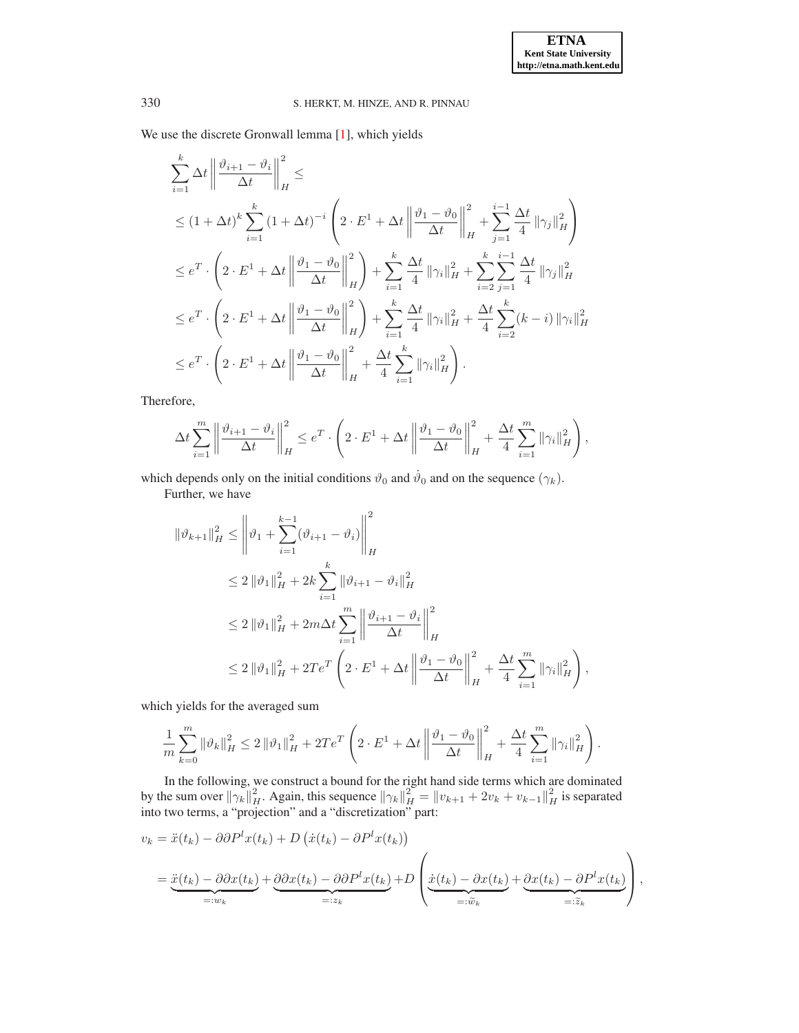We use the discrete Gronwall lemma [1], which yields

$$
\begin{aligned}
&\sum_{i=1}^{k} \Delta t \left\| \frac{\vartheta_{i+1} - \vartheta_i}{\Delta t} \right\|_H^2 \leq \\
&\leq (1+\Delta t)^k \sum_{i=1}^{k} (1+\Delta t)^{-i} \left( 2 \cdot E^1 + \Delta t \left\| \frac{\vartheta_1 - \vartheta_0}{\Delta t} \right\|_H^2 + \sum_{j=1}^{i-1} \frac{\Delta t}{4} \left\| \gamma_j \right\|_H^2 \right) \\
&\leq e^T \cdot \left( 2 \cdot E^1 + \Delta t \left\| \frac{\vartheta_1 - \vartheta_0}{\Delta t} \right\|_H^2 \right) + \sum_{i=1}^{k} \frac{\Delta t}{4} \left\| \gamma_i \right\|_H^2 + \sum_{i=2}^{k} \sum_{j=1}^{i-1} \frac{\Delta t}{4} \left\| \gamma_j \right\|_H^2 \\
&\leq e^T \cdot \left( 2 \cdot E^1 + \Delta t \left\| \frac{\vartheta_1 - \vartheta_0}{\Delta t} \right\|_H^2 \right) + \sum_{i=1}^{k} \frac{\Delta t}{4} \left\| \gamma_i \right\|_H^2 + \frac{\Delta t}{4} \sum_{i=2}^{k} (k-i) \left\| \gamma_i \right\|_H^2 \\
&\leq e^T \cdot \left( 2 \cdot E^1 + \Delta t \left\| \frac{\vartheta_1 - \vartheta_0}{\Delta t} \right\|_H^2 + \frac{\Delta t}{4} \sum_{i=1}^{k} \left\| \gamma_i \right\|_H^2 \right).
\end{aligned}
$$

Therefore,

$$
\Delta t \sum_{i=1}^{m} \left\| \frac{\vartheta_{i+1} - \vartheta_i}{\Delta t} \right\|_H^2 \leq e^T \cdot \left( 2 \cdot E^1 + \Delta t \left\| \frac{\vartheta_1 - \vartheta_0}{\Delta t} \right\|_H^2 + \frac{\Delta t}{4} \sum_{i=1}^{m} \left\| \gamma_i \right\|_H^2 \right),
$$

which depends only on the initial conditions $\vartheta_0$ and $\dot{\vartheta}_0$ and on the sequence $(\gamma_k)$.

Further, we have

$$
\begin{aligned}
\left\| \vartheta_{k+1} \right\|_H^2 &\leq \left\| \vartheta_1 + \sum_{i=1}^{k-1} (\vartheta_{i+1} - \vartheta_i) \right\|_H^2 \\
&\leq 2 \left\| \vartheta_1 \right\|_H^2 + 2k \sum_{i=1}^{k} \left\| \vartheta_{i+1} - \vartheta_i \right\|_H^2 \\
&\leq 2 \left\| \vartheta_1 \right\|_H^2 + 2m\Delta t \sum_{i=1}^{m} \left\| \frac{\vartheta_{i+1} - \vartheta_i}{\Delta t} \right\|_H^2 \\
&\leq 2 \left\| \vartheta_1 \right\|_H^2 + 2Te^T \left( 2 \cdot E^1 + \Delta t \left\| \frac{\vartheta_1 - \vartheta_0}{\Delta t} \right\|_H^2 + \frac{\Delta t}{4} \sum_{i=1}^{m} \left\| \gamma_i \right\|_H^2 \right),
\end{aligned}
$$

which yields for the averaged sum

$$
\frac{1}{m} \sum_{k=0}^{m} \left\| \vartheta_k \right\|_H^2 \leq 2 \left\| \vartheta_1 \right\|_H^2 + 2Te^T \left( 2 \cdot E^1 + \Delta t \left\| \frac{\vartheta_1 - \vartheta_0}{\Delta t} \right\|_H^2 + \frac{\Delta t}{4} \sum_{i=1}^{m} \left\| \gamma_i \right\|_H^2 \right).
$$

In the following, we construct a bound for the right hand side terms which are dominated by the sum over $\left\| \gamma_k \right\|_H^2$. Again, this sequence $\left\| \gamma_k \right\|_H^2 = \left\| v_{k+1} + 2v_k + v_{k-1} \right\|_H^2$ is separated into two terms, a "projection" and a "discretization" part:

$$
\begin{aligned}
v_k &= \ddot{x}(t_k) - \partial\partial P^l x(t_k) + D \left( \dot{x}(t_k) - \partial P^l x(t_k) \right) \\
&= \underbrace{\ddot{x}(t_k) - \partial\partial x(t_k)}_{=: w_k} + \underbrace{\partial\partial x(t_k) - \partial\partial P^l x(t_k)}_{=: z_k} + D \left( \underbrace{\dot{x}(t_k) - \partial x(t_k)}_{=: \widetilde{w}_k} + \underbrace{\partial x(t_k) - \partial P^l x(t_k)}_{=: \widetilde{z}_k} \right),
\end{aligned}
$$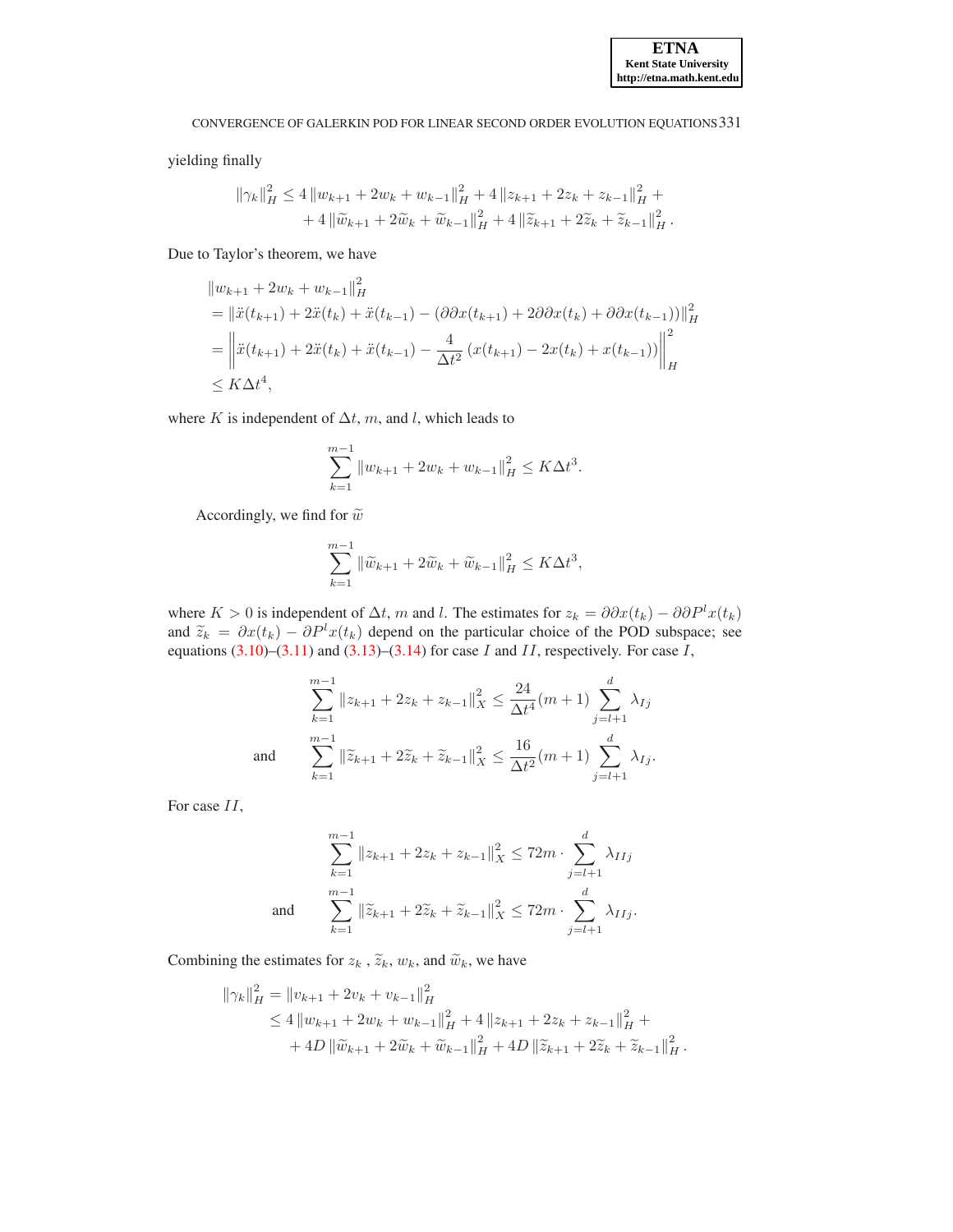yielding finally

$$
\begin{aligned}
\|\gamma_k\|_H^2 \leq 4\|w_{k+1} + 2w_k + w_{k-1}\|_H^2 + 4\|z_{k+1} + 2z_k + z_{k-1}\|_H^2 + \\
+ 4\|\widetilde{w}_{k+1} + 2\widetilde{w}_k + \widetilde{w}_{k-1}\|_H^2 + 4\|\widetilde{z}_{k+1} + 2\widetilde{z}_k + \widetilde{z}_{k-1}\|_H^2 .
\end{aligned}
$$

Due to Taylor's theorem, we have

$$
\begin{aligned}
&\|w_{k+1} + 2w_k + w_{k-1}\|_H^2 \\
&= \|\ddot{x}(t_{k+1}) + 2\ddot{x}(t_k) + \ddot{x}(t_{k-1}) - (\partial\partial x(t_{k+1}) + 2\partial\partial x(t_k) + \partial\partial x(t_{k-1}))\|_H^2 \\
&= \left\|\ddot{x}(t_{k+1}) + 2\ddot{x}(t_k) + \ddot{x}(t_{k-1}) - \frac{4}{\Delta t^2}\left(x(t_{k+1}) - 2x(t_k) + x(t_{k-1})\right)\right\|_H^2 \\
&\leq K\Delta t^4,
\end{aligned}
$$

where $K$ is independent of $\Delta t$, $m$, and $l$, which leads to

$$
\sum_{k=1}^{m-1} \|w_{k+1} + 2w_k + w_{k-1}\|_H^2 \leq K\Delta t^3.
$$

Accordingly, we find for $\widetilde{w}$

$$
\sum_{k=1}^{m-1} \|\widetilde{w}_{k+1} + 2\widetilde{w}_k + \widetilde{w}_{k-1}\|_H^2 \leq K\Delta t^3,
$$

where $K > 0$ is independent of $\Delta t$, $m$ and $l$. The estimates for $z_k = \partial\partial x(t_k) - \partial\partial P^l x(t_k)$ and $\widetilde{z}_k = \partial x(t_k) - \partial P^l x(t_k)$ depend on the particular choice of the POD subspace; see equations (3.10)–(3.11) and (3.13)–(3.14) for case $I$ and $II$, respectively. For case $I$,

$$
\sum_{k=1}^{m-1} \|z_{k+1} + 2z_k + z_{k-1}\|_X^2 \leq \frac{24}{\Delta t^4}(m+1) \sum_{j=l+1}^{d} \lambda_{Ij}
$$

and

$$
\sum_{k=1}^{m-1} \|\widetilde{z}_{k+1} + 2\widetilde{z}_k + \widetilde{z}_{k-1}\|_X^2 \leq \frac{16}{\Delta t^2}(m+1) \sum_{j=l+1}^{d} \lambda_{Ij}.
$$

For case $II$,

$$
\sum_{k=1}^{m-1} \|z_{k+1} + 2z_k + z_{k-1}\|_X^2 \leq 72m \cdot \sum_{j=l+1}^{d} \lambda_{IIj}
$$

and

$$
\sum_{k=1}^{m-1} \|\widetilde{z}_{k+1} + 2\widetilde{z}_k + \widetilde{z}_{k-1}\|_X^2 \leq 72m \cdot \sum_{j=l+1}^{d} \lambda_{IIj}.
$$

Combining the estimates for $z_k$ , $\widetilde{z}_k$, $w_k$, and $\widetilde{w}_k$, we have

$$
\begin{aligned}
\|\gamma_k\|_H^2 &= \|v_{k+1} + 2v_k + v_{k-1}\|_H^2 \\
&\leq 4\|w_{k+1} + 2w_k + w_{k-1}\|_H^2 + 4\|z_{k+1} + 2z_k + z_{k-1}\|_H^2 + \\
&\quad + 4D\|\widetilde{w}_{k+1} + 2\widetilde{w}_k + \widetilde{w}_{k-1}\|_H^2 + 4D\|\widetilde{z}_{k+1} + 2\widetilde{z}_k + \widetilde{z}_{k-1}\|_H^2 .
\end{aligned}
$$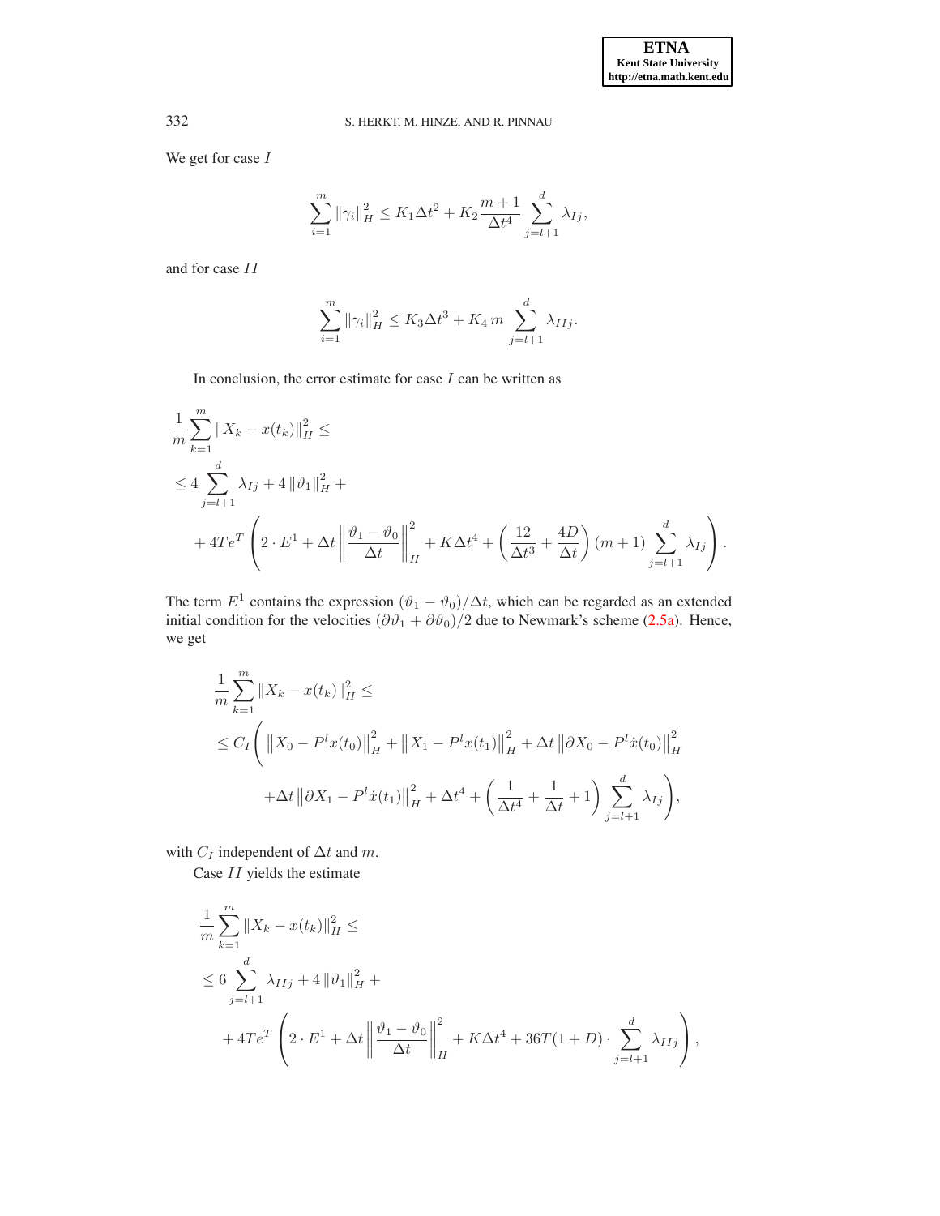We get for case $I$

$$\sum_{i=1}^{m} \|\gamma_i\|_H^2 \le K_1 \Delta t^2 + K_2 \frac{m+1}{\Delta t^4} \sum_{j=l+1}^{d} \lambda_{Ij},$$

and for case $II$

$$\sum_{i=1}^{m} \|\gamma_i\|_H^2 \le K_3 \Delta t^3 + K_4\, m \sum_{j=l+1}^{d} \lambda_{IIj}.$$

In conclusion, the error estimate for case $I$ can be written as

$$\begin{aligned}
&\frac{1}{m}\sum_{k=1}^{m} \|X_k - x(t_k)\|_H^2 \le \\
&\le 4 \sum_{j=l+1}^{d} \lambda_{Ij} + 4\|\vartheta_1\|_H^2 + \\
&\quad + 4Te^T \left( 2 \cdot E^1 + \Delta t \left\| \frac{\vartheta_1 - \vartheta_0}{\Delta t} \right\|_H^2 + K \Delta t^4 + \left( \frac{12}{\Delta t^3} + \frac{4D}{\Delta t} \right)(m+1) \sum_{j=l+1}^{d} \lambda_{Ij} \right).
\end{aligned}$$

The term $E^1$ contains the expression $(\vartheta_1 - \vartheta_0)/\Delta t$, which can be regarded as an extended initial condition for the velocities $(\partial\vartheta_1 + \partial\vartheta_0)/2$ due to Newmark's scheme (2.5a). Hence, we get

$$\begin{aligned}
&\frac{1}{m}\sum_{k=1}^{m} \|X_k - x(t_k)\|_H^2 \le \\
&\le C_I \Bigg( \left\|X_0 - P^l x(t_0)\right\|_H^2 + \left\|X_1 - P^l x(t_1)\right\|_H^2 + \Delta t \left\|\partial X_0 - P^l \dot{x}(t_0)\right\|_H^2 \\
&\qquad + \Delta t \left\|\partial X_1 - P^l \dot{x}(t_1)\right\|_H^2 + \Delta t^4 + \left( \frac{1}{\Delta t^4} + \frac{1}{\Delta t} + 1 \right) \sum_{j=l+1}^{d} \lambda_{Ij} \Bigg),
\end{aligned}$$

with $C_I$ independent of $\Delta t$ and $m$.

Case $II$ yields the estimate

$$\begin{aligned}
&\frac{1}{m}\sum_{k=1}^{m} \|X_k - x(t_k)\|_H^2 \le \\
&\le 6 \sum_{j=l+1}^{d} \lambda_{IIj} + 4\|\vartheta_1\|_H^2 + \\
&\quad + 4Te^T \left( 2 \cdot E^1 + \Delta t \left\| \frac{\vartheta_1 - \vartheta_0}{\Delta t} \right\|_H^2 + K \Delta t^4 + 36T(1+D) \cdot \sum_{j=l+1}^{d} \lambda_{IIj} \right),
\end{aligned}$$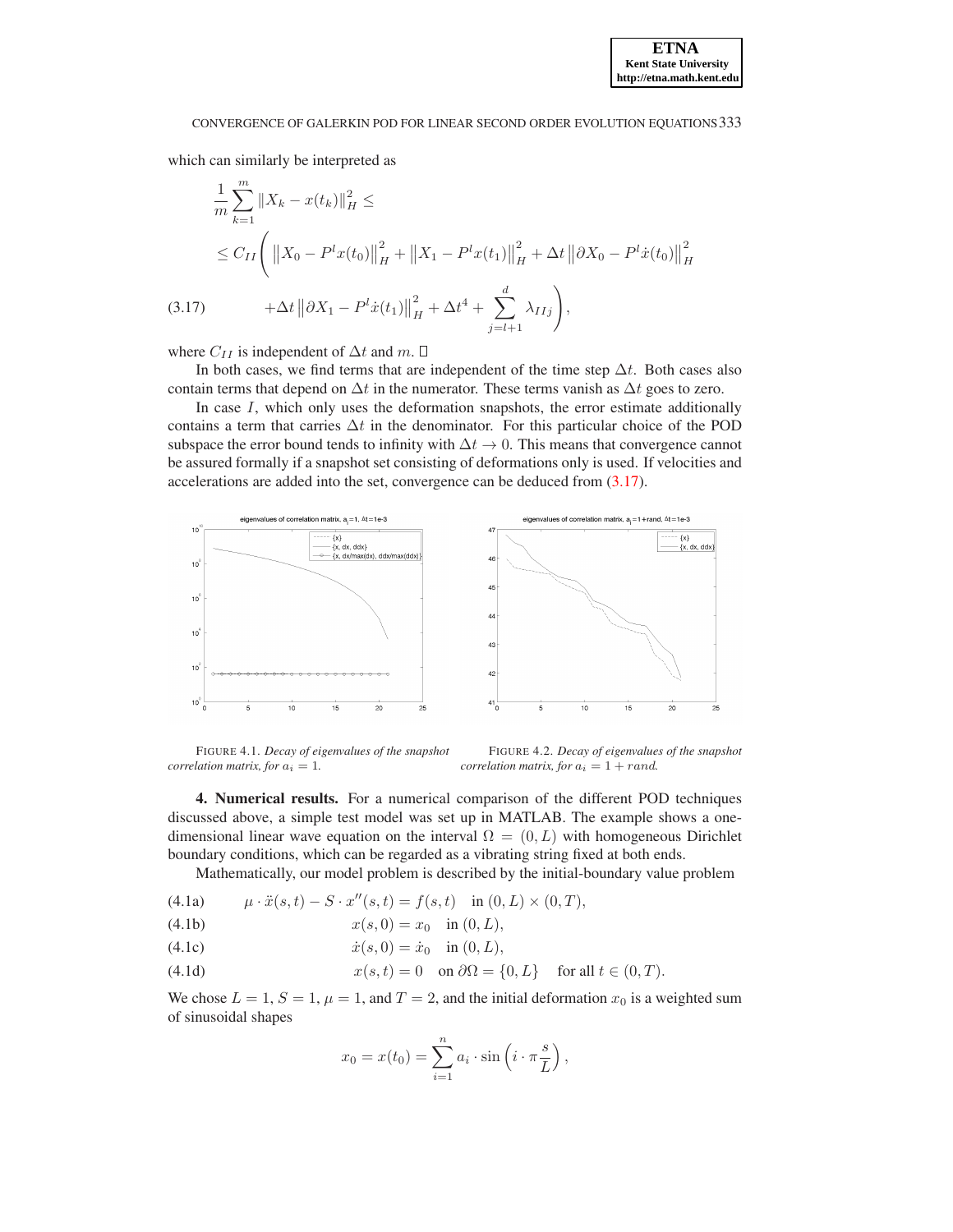which can similarly be interpreted as

$$
\begin{aligned}
&\frac{1}{m}\sum_{k=1}^{m}\|X_k - x(t_k)\|_H^2 \leq \\
&\leq C_{II}\Bigg( \left\|X_0 - P^l x(t_0)\right\|_H^2 + \left\|X_1 - P^l x(t_1)\right\|_H^2 + \Delta t \left\|\partial X_0 - P^l \dot{x}(t_0)\right\|_H^2 \\
&\qquad + \Delta t \left\|\partial X_1 - P^l \dot{x}(t_1)\right\|_H^2 + \Delta t^4 + \sum_{j=l+1}^{d} \lambda_{IIj} \Bigg),
\end{aligned} \tag{3.17}
$$

where $C_{II}$ is independent of $\Delta t$ and $m$. □

In both cases, we find terms that are independent of the time step $\Delta t$. Both cases also contain terms that depend on $\Delta t$ in the numerator. These terms vanish as $\Delta t$ goes to zero.

In case $I$, which only uses the deformation snapshots, the error estimate additionally contains a term that carries $\Delta t$ in the denominator. For this particular choice of the POD subspace the error bound tends to infinity with $\Delta t \to 0$. This means that convergence cannot be assured formally if a snapshot set consisting of deformations only is used. If velocities and accelerations are added into the set, convergence can be deduced from (3.17).

FIGURE 4.1. *Decay of eigenvalues of the snapshot correlation matrix, for $a_i = 1$.*

FIGURE 4.2. *Decay of eigenvalues of the snapshot correlation matrix, for $a_i = 1 + rand$.*

**4. Numerical results.** For a numerical comparison of the different POD techniques discussed above, a simple test model was set up in MATLAB. The example shows a one-dimensional linear wave equation on the interval $\Omega = (0, L)$ with homogeneous Dirichlet boundary conditions, which can be regarded as a vibrating string fixed at both ends.

Mathematically, our model problem is described by the initial-boundary value problem

$$\mu \cdot \ddot{x}(s,t) - S \cdot x''(s,t) = f(s,t) \quad \text{in } (0,L) \times (0,T), \tag{4.1a}$$

$$x(s,0) = x_0 \quad \text{in } (0,L), \tag{4.1b}$$

$$\dot{x}(s,0) = \dot{x}_0 \quad \text{in } (0,L), \tag{4.1c}$$

$$x(s,t) = 0 \quad \text{on } \partial\Omega = \{0, L\} \quad \text{for all } t \in (0,T). \tag{4.1d}$$

We chose $L = 1$, $S = 1$, $\mu = 1$, and $T = 2$, and the initial deformation $x_0$ is a weighted sum of sinusoidal shapes

$$x_0 = x(t_0) = \sum_{i=1}^{n} a_i \cdot \sin\left(i \cdot \pi \frac{s}{L}\right),$$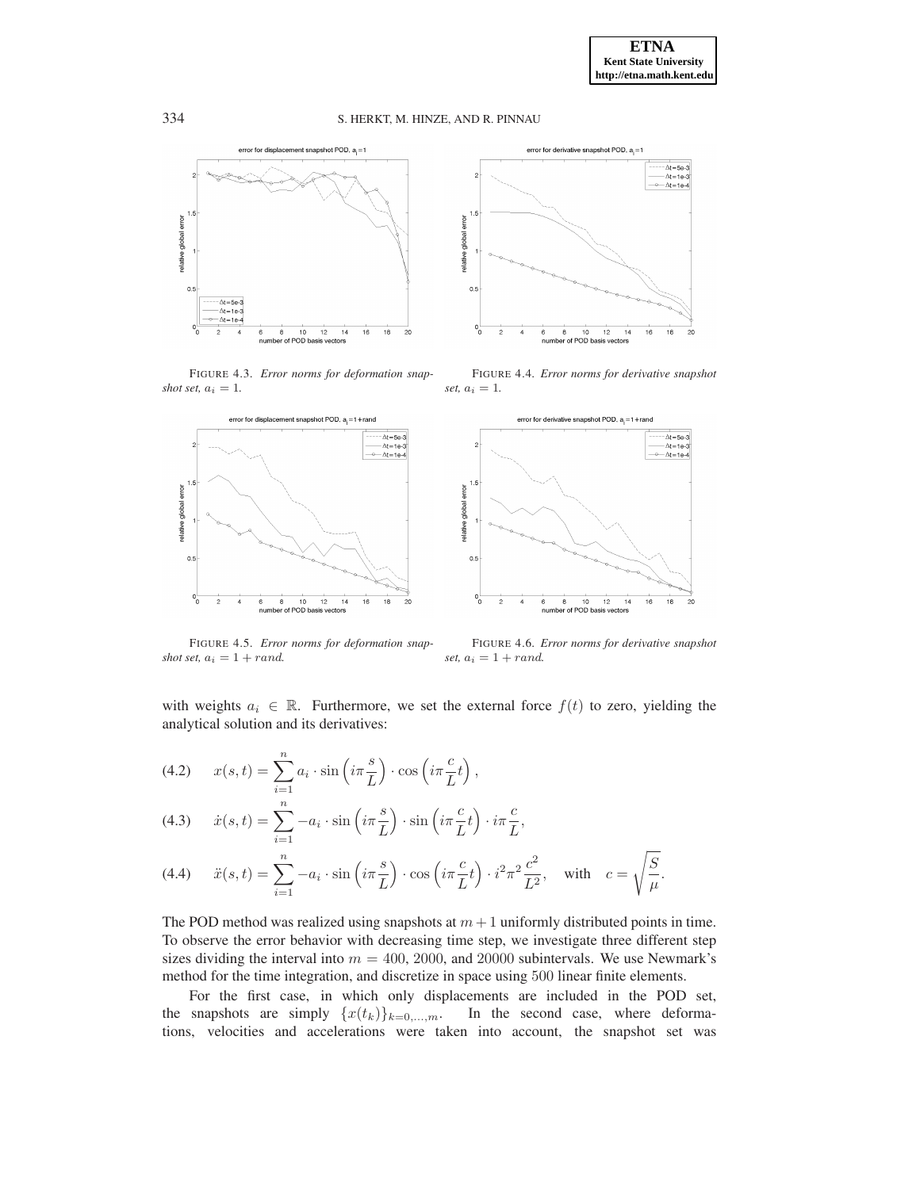FIGURE 4.3. *Error norms for deformation snapshot set, $a_i = 1$.*

FIGURE 4.4. *Error norms for derivative snapshot set, $a_i = 1$.*

FIGURE 4.5. *Error norms for deformation snapshot set, $a_i = 1 + rand$.*

FIGURE 4.6. *Error norms for derivative snapshot set, $a_i = 1 + rand$.*

with weights $a_i \in \mathbb{R}$. Furthermore, we set the external force $f(t)$ to zero, yielding the analytical solution and its derivatives:

$$x(s,t) = \sum_{i=1}^{n} a_i \cdot \sin\left(i\pi \frac{s}{L}\right) \cdot \cos\left(i\pi \frac{c}{L} t\right), \tag{4.2}$$

$$\dot{x}(s,t) = \sum_{i=1}^{n} -a_i \cdot \sin\left(i\pi \frac{s}{L}\right) \cdot \sin\left(i\pi \frac{c}{L} t\right) \cdot i\pi \frac{c}{L}, \tag{4.3}$$

$$\ddot{x}(s,t) = \sum_{i=1}^{n} -a_i \cdot \sin\left(i\pi \frac{s}{L}\right) \cdot \cos\left(i\pi \frac{c}{L} t\right) \cdot i^2 \pi^2 \frac{c^2}{L^2}, \quad \text{with} \quad c = \sqrt{\frac{S}{\mu}}. \tag{4.4}$$

The POD method was realized using snapshots at $m+1$ uniformly distributed points in time. To observe the error behavior with decreasing time step, we investigate three different step sizes dividing the interval into $m = 400$, $2000$, and $20000$ subintervals. We use Newmark's method for the time integration, and discretize in space using $500$ linear finite elements.

For the first case, in which only displacements are included in the POD set, the snapshots are simply $\{x(t_k)\}_{k=0,\ldots,m}$. In the second case, where deformations, velocities and accelerations were taken into account, the snapshot set was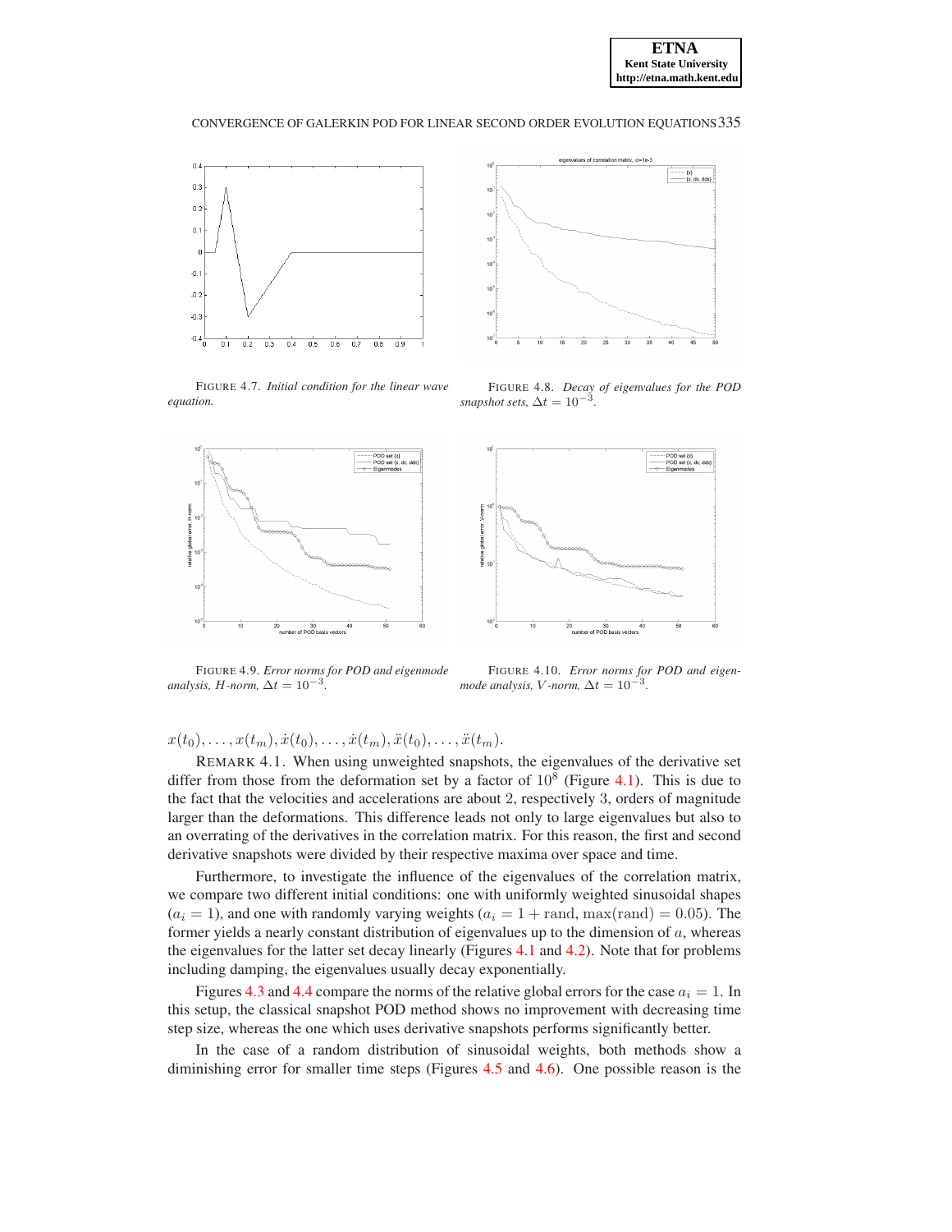FIGURE 4.7. *Initial condition for the linear wave equation.*

FIGURE 4.8. *Decay of eigenvalues for the POD snapshot sets, $\Delta t = 10^{-3}$.*

FIGURE 4.9. *Error norms for POD and eigenmode analysis, $H$-norm, $\Delta t = 10^{-3}$.*

FIGURE 4.10. *Error norms for POD and eigenmode analysis, $V$-norm, $\Delta t = 10^{-3}$.*

$x(t_0), \ldots, x(t_m), \dot{x}(t_0), \ldots, \dot{x}(t_m), \ddot{x}(t_0), \ldots, \ddot{x}(t_m)$.

REMARK 4.1. When using unweighted snapshots, the eigenvalues of the derivative set differ from those from the deformation set by a factor of $10^8$ (Figure 4.1). This is due to the fact that the velocities and accelerations are about 2, respectively 3, orders of magnitude larger than the deformations. This difference leads not only to large eigenvalues but also to an overrating of the derivatives in the correlation matrix. For this reason, the first and second derivative snapshots were divided by their respective maxima over space and time.

Furthermore, to investigate the influence of the eigenvalues of the correlation matrix, we compare two different initial conditions: one with uniformly weighted sinusoidal shapes ($a_i = 1$), and one with randomly varying weights ($a_i = 1 + \text{rand}$, $\max(\text{rand}) = 0.05$). The former yields a nearly constant distribution of eigenvalues up to the dimension of $a$, whereas the eigenvalues for the latter set decay linearly (Figures 4.1 and 4.2). Note that for problems including damping, the eigenvalues usually decay exponentially.

Figures 4.3 and 4.4 compare the norms of the relative global errors for the case $a_i = 1$. In this setup, the classical snapshot POD method shows no improvement with decreasing time step size, whereas the one which uses derivative snapshots performs significantly better.

In the case of a random distribution of sinusoidal weights, both methods show a diminishing error for smaller time steps (Figures 4.5 and 4.6). One possible reason is the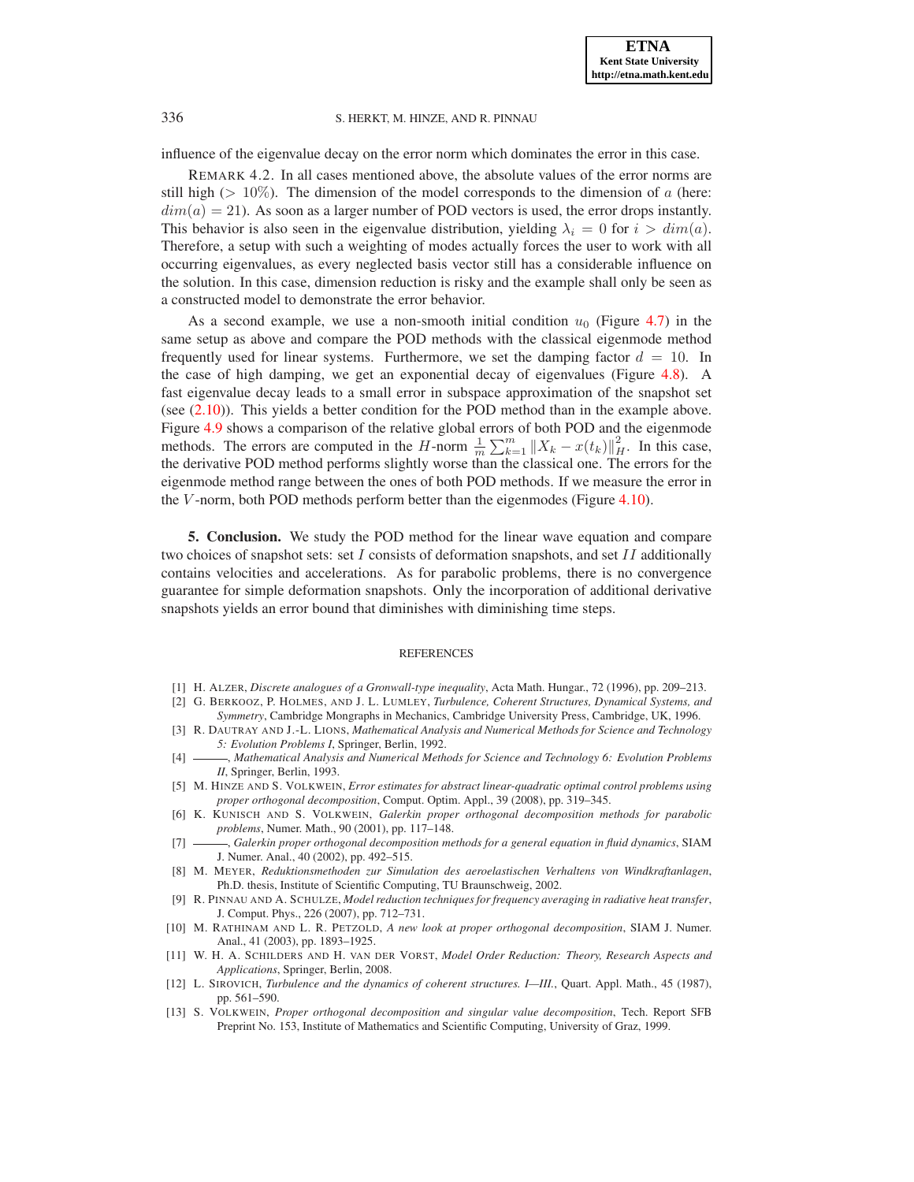influence of the eigenvalue decay on the error norm which dominates the error in this case.

REMARK 4.2. In all cases mentioned above, the absolute values of the error norms are still high ($> 10\%$). The dimension of the model corresponds to the dimension of $a$ (here: $dim(a) = 21$). As soon as a larger number of POD vectors is used, the error drops instantly. This behavior is also seen in the eigenvalue distribution, yielding $\lambda_i = 0$ for $i > dim(a)$. Therefore, a setup with such a weighting of modes actually forces the user to work with all occurring eigenvalues, as every neglected basis vector still has a considerable influence on the solution. In this case, dimension reduction is risky and the example shall only be seen as a constructed model to demonstrate the error behavior.

As a second example, we use a non-smooth initial condition $u_0$ (Figure 4.7) in the same setup as above and compare the POD methods with the classical eigenmode method frequently used for linear systems. Furthermore, we set the damping factor $d = 10$. In the case of high damping, we get an exponential decay of eigenvalues (Figure 4.8). A fast eigenvalue decay leads to a small error in subspace approximation of the snapshot set (see (2.10)). This yields a better condition for the POD method than in the example above. Figure 4.9 shows a comparison of the relative global errors of both POD and the eigenmode methods. The errors are computed in the $H$-norm $\frac{1}{m}\sum_{k=1}^{m}\|X_k - x(t_k)\|_H^2$. In this case, the derivative POD method performs slightly worse than the classical one. The errors for the eigenmode method range between the ones of both POD methods. If we measure the error in the $V$-norm, both POD methods perform better than the eigenmodes (Figure 4.10).

## 5. Conclusion.

We study the POD method for the linear wave equation and compare two choices of snapshot sets: set $I$ consists of deformation snapshots, and set $II$ additionally contains velocities and accelerations. As for parabolic problems, there is no convergence guarantee for simple deformation snapshots. Only the incorporation of additional derivative snapshots yields an error bound that diminishes with diminishing time steps.

## REFERENCES

[1] H. ALZER, *Discrete analogues of a Gronwall-type inequality*, Acta Math. Hungar., 72 (1996), pp. 209–213.

[2] G. BERKOOZ, P. HOLMES, AND J. L. LUMLEY, *Turbulence, Coherent Structures, Dynamical Systems, and Symmetry*, Cambridge Mongraphs in Mechanics, Cambridge University Press, Cambridge, UK, 1996.

[3] R. DAUTRAY AND J.-L. LIONS, *Mathematical Analysis and Numerical Methods for Science and Technology 5: Evolution Problems I*, Springer, Berlin, 1992.

[4] ———, *Mathematical Analysis and Numerical Methods for Science and Technology 6: Evolution Problems II*, Springer, Berlin, 1993.

[5] M. HINZE AND S. VOLKWEIN, *Error estimates for abstract linear-quadratic optimal control problems using proper orthogonal decomposition*, Comput. Optim. Appl., 39 (2008), pp. 319–345.

[6] K. KUNISCH AND S. VOLKWEIN, *Galerkin proper orthogonal decomposition methods for parabolic problems*, Numer. Math., 90 (2001), pp. 117–148.

[7] ———, *Galerkin proper orthogonal decomposition methods for a general equation in fluid dynamics*, SIAM J. Numer. Anal., 40 (2002), pp. 492–515.

[8] M. MEYER, *Reduktionsmethoden zur Simulation des aeroelastischen Verhaltens von Windkraftanlagen*, Ph.D. thesis, Institute of Scientific Computing, TU Braunschweig, 2002.

[9] R. PINNAU AND A. SCHULZE, *Model reduction techniques for frequency averaging in radiative heat transfer*, J. Comput. Phys., 226 (2007), pp. 712–731.

[10] M. RATHINAM AND L. R. PETZOLD, *A new look at proper orthogonal decomposition*, SIAM J. Numer. Anal., 41 (2003), pp. 1893–1925.

[11] W. H. A. SCHILDERS AND H. VAN DER VORST, *Model Order Reduction: Theory, Research Aspects and Applications*, Springer, Berlin, 2008.

[12] L. SIROVICH, *Turbulence and the dynamics of coherent structures. I—III.*, Quart. Appl. Math., 45 (1987), pp. 561–590.

[13] S. VOLKWEIN, *Proper orthogonal decomposition and singular value decomposition*, Tech. Report SFB Preprint No. 153, Institute of Mathematics and Scientific Computing, University of Graz, 1999.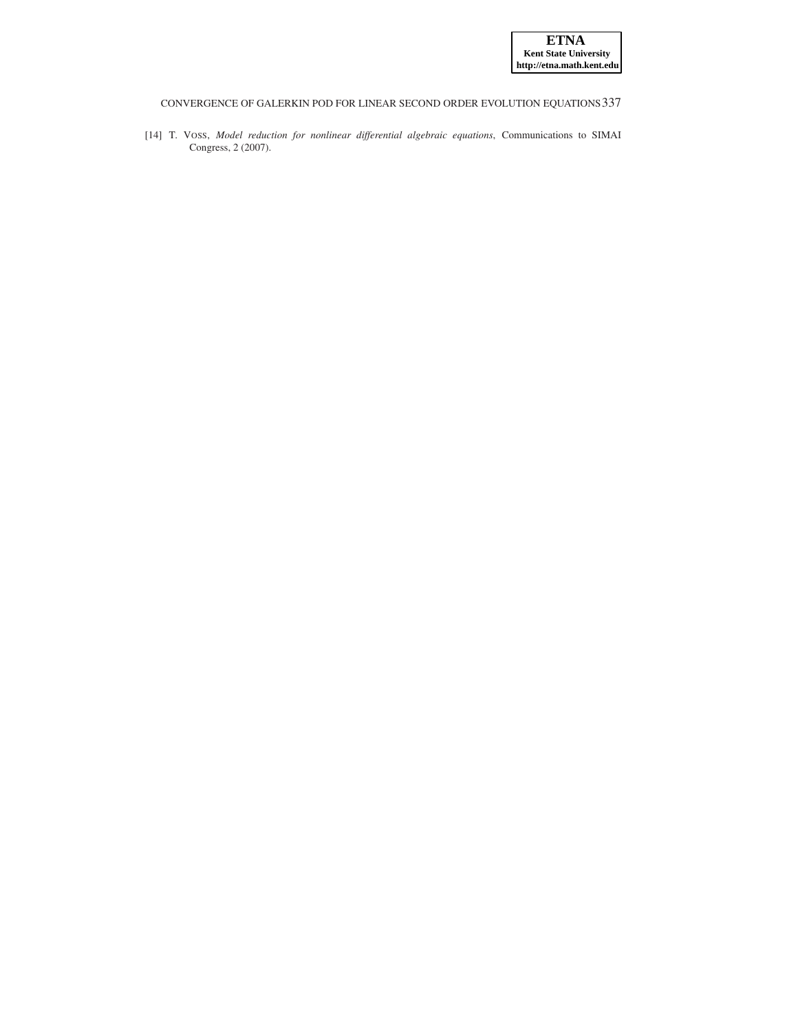[14] T. Voss, *Model reduction for nonlinear differential algebraic equations*, Communications to SIMAI Congress, 2 (2007).